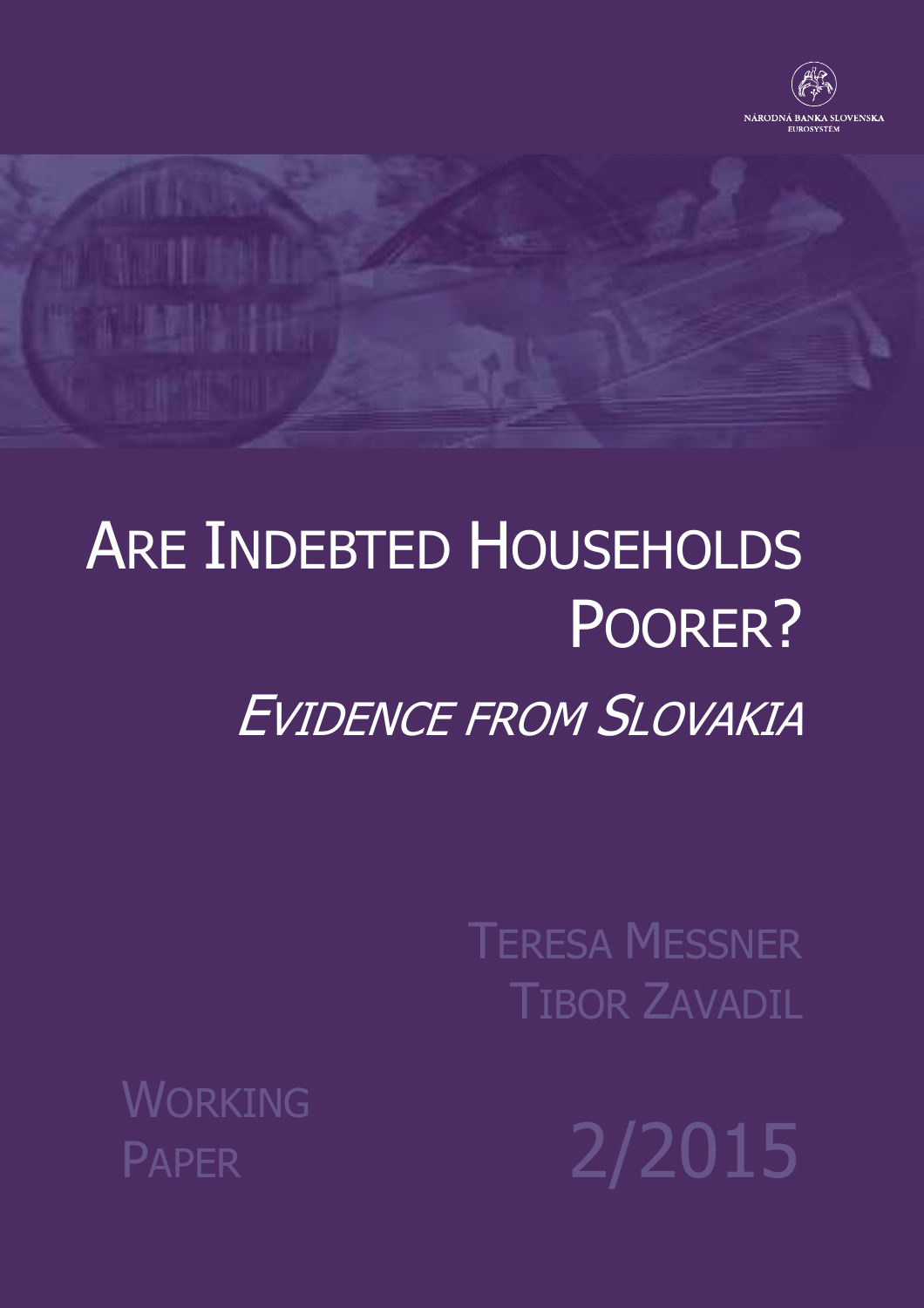NÁRODNÁ BANKA SLOVENSKA
EUROSYSTÉM

# ARE INDEBTED HOUSEHOLDS POORER?

## *EVIDENCE FROM SLOVAKIA*

TERESA MESSNER
TIBOR ZAVADIL

WORKING PAPER

2/2015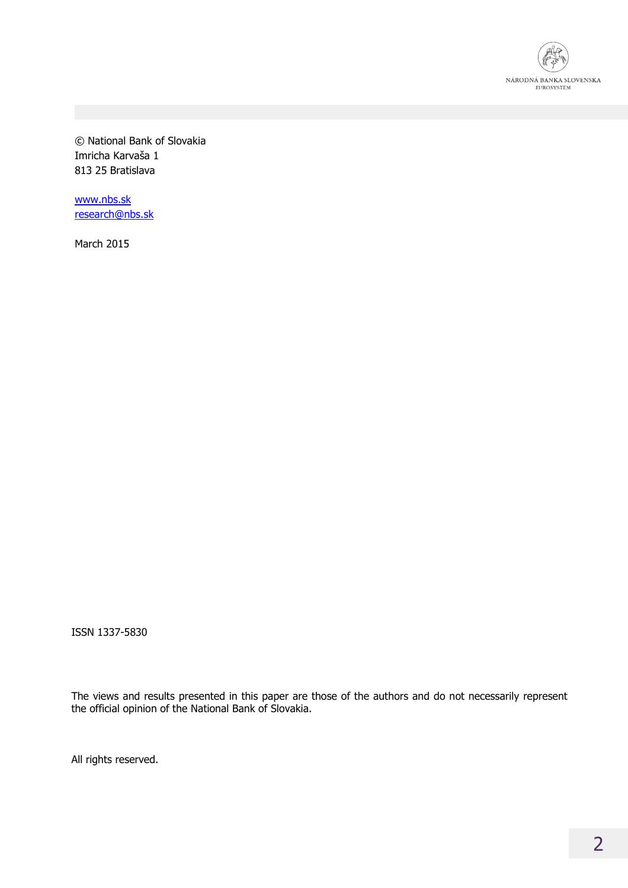© National Bank of Slovakia
Imricha Karvaša 1
813 25 Bratislava

www.nbs.sk
research@nbs.sk

March 2015

ISSN 1337-5830

The views and results presented in this paper are those of the authors and do not necessarily represent the official opinion of the National Bank of Slovakia.

All rights reserved.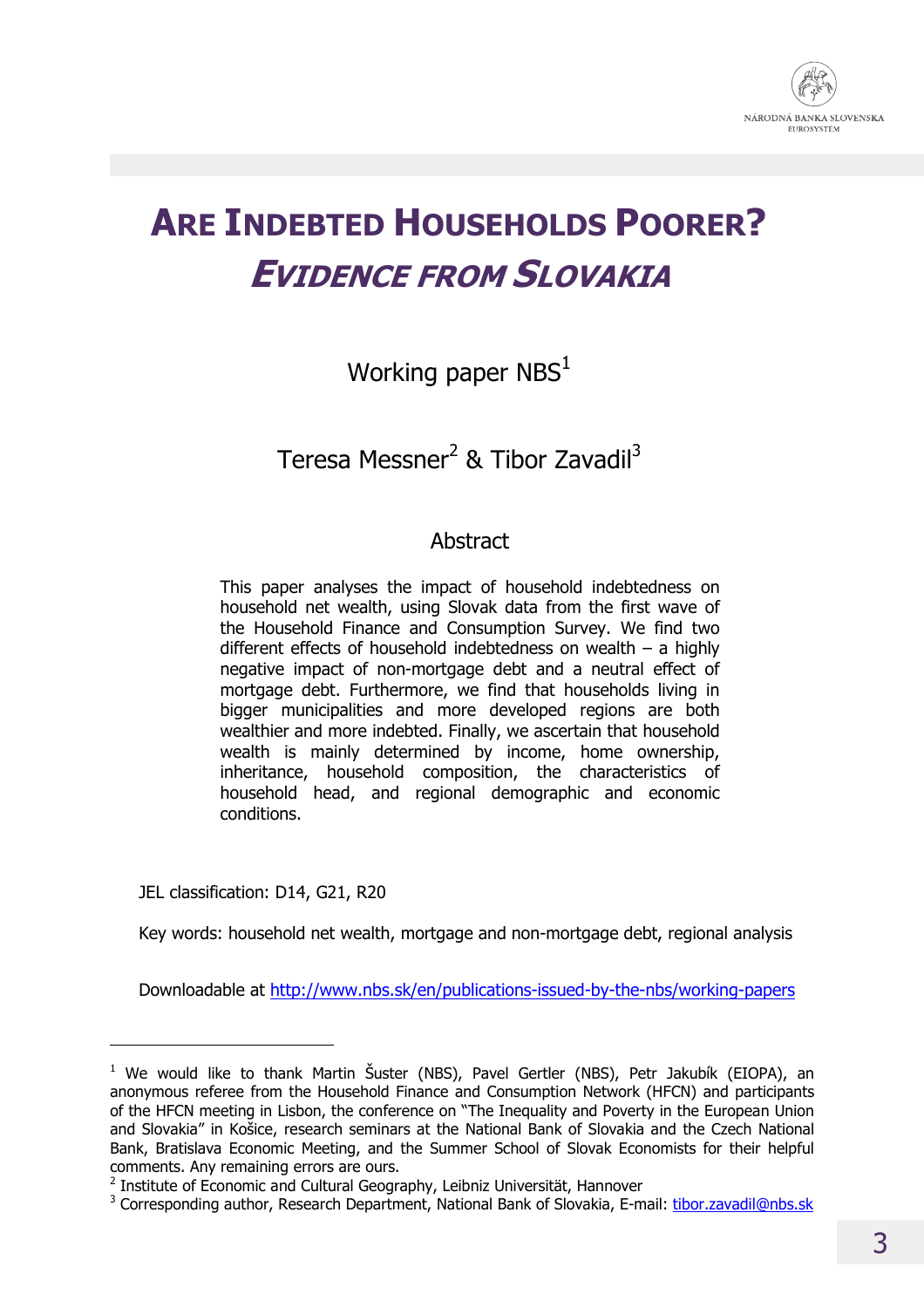# ARE INDEBTED HOUSEHOLDS POORER? *EVIDENCE FROM SLOVAKIA*

Working paper NBS[1]

Teresa Messner[2] & Tibor Zavadil[3]

## Abstract

This paper analyses the impact of household indebtedness on household net wealth, using Slovak data from the first wave of the Household Finance and Consumption Survey. We find two different effects of household indebtedness on wealth – a highly negative impact of non-mortgage debt and a neutral effect of mortgage debt. Furthermore, we find that households living in bigger municipalities and more developed regions are both wealthier and more indebted. Finally, we ascertain that household wealth is mainly determined by income, home ownership, inheritance, household composition, the characteristics of household head, and regional demographic and economic conditions.

JEL classification: D14, G21, R20

Key words: household net wealth, mortgage and non-mortgage debt, regional analysis

Downloadable at http://www.nbs.sk/en/publications-issued-by-the-nbs/working-papers

---

[1] We would like to thank Martin Šuster (NBS), Pavel Gertler (NBS), Petr Jakubík (EIOPA), an anonymous referee from the Household Finance and Consumption Network (HFCN) and participants of the HFCN meeting in Lisbon, the conference on "The Inequality and Poverty in the European Union and Slovakia" in Košice, research seminars at the National Bank of Slovakia and the Czech National Bank, Bratislava Economic Meeting, and the Summer School of Slovak Economists for their helpful comments. Any remaining errors are ours.

[2] Institute of Economic and Cultural Geography, Leibniz Universität, Hannover

[3] Corresponding author, Research Department, National Bank of Slovakia, E-mail: tibor.zavadil@nbs.sk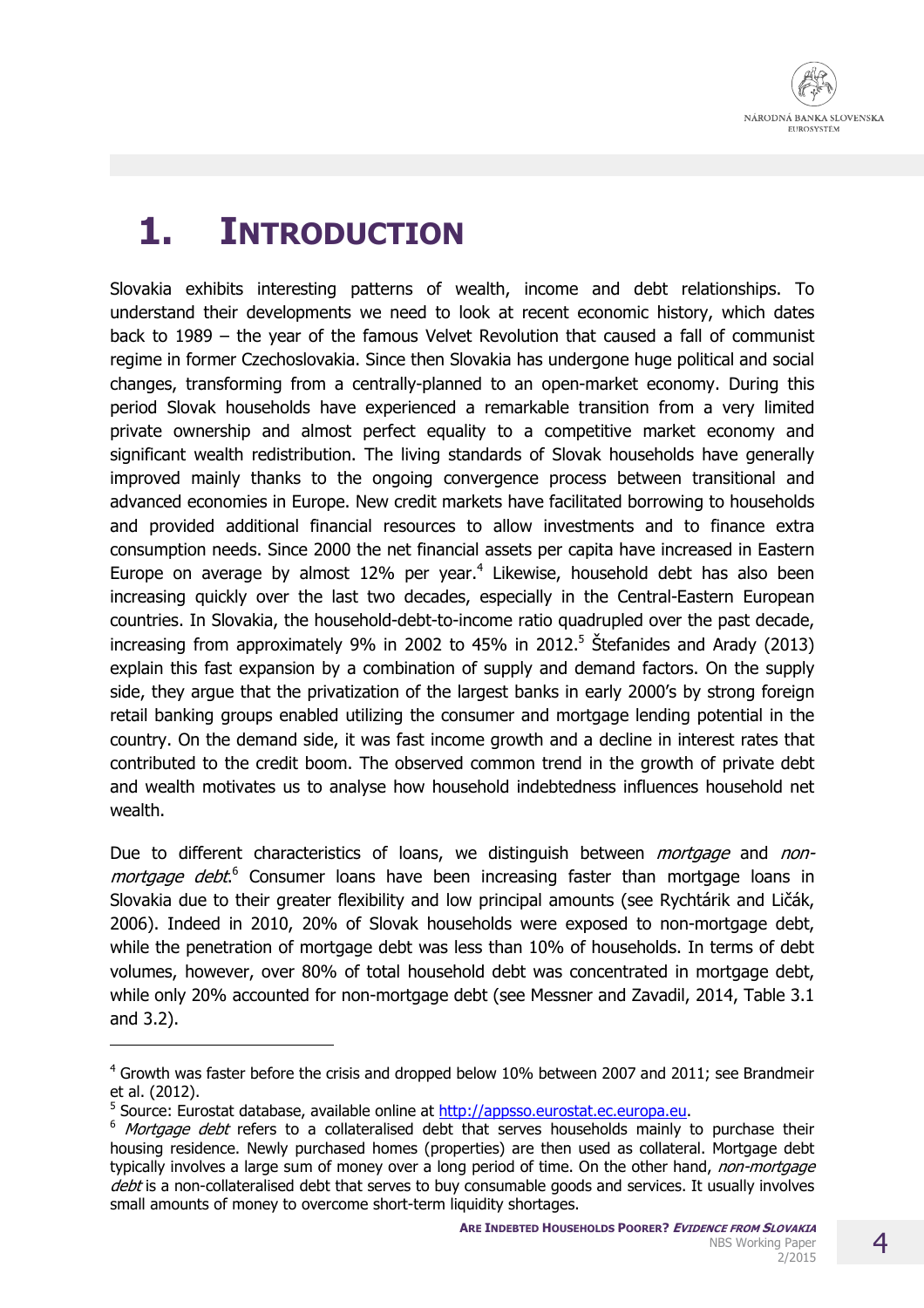# 1. INTRODUCTION

Slovakia exhibits interesting patterns of wealth, income and debt relationships. To understand their developments we need to look at recent economic history, which dates back to 1989 – the year of the famous Velvet Revolution that caused a fall of communist regime in former Czechoslovakia. Since then Slovakia has undergone huge political and social changes, transforming from a centrally-planned to an open-market economy. During this period Slovak households have experienced a remarkable transition from a very limited private ownership and almost perfect equality to a competitive market economy and significant wealth redistribution. The living standards of Slovak households have generally improved mainly thanks to the ongoing convergence process between transitional and advanced economies in Europe. New credit markets have facilitated borrowing to households and provided additional financial resources to allow investments and to finance extra consumption needs. Since 2000 the net financial assets per capita have increased in Eastern Europe on average by almost 12% per year.[4] Likewise, household debt has also been increasing quickly over the last two decades, especially in the Central-Eastern European countries. In Slovakia, the household-debt-to-income ratio quadrupled over the past decade, increasing from approximately 9% in 2002 to 45% in 2012.[5] Štefanides and Arady (2013) explain this fast expansion by a combination of supply and demand factors. On the supply side, they argue that the privatization of the largest banks in early 2000's by strong foreign retail banking groups enabled utilizing the consumer and mortgage lending potential in the country. On the demand side, it was fast income growth and a decline in interest rates that contributed to the credit boom. The observed common trend in the growth of private debt and wealth motivates us to analyse how household indebtedness influences household net wealth.

Due to different characteristics of loans, we distinguish between *mortgage* and *non-mortgage debt*.[6] Consumer loans have been increasing faster than mortgage loans in Slovakia due to their greater flexibility and low principal amounts (see Rychtárik and Ličák, 2006). Indeed in 2010, 20% of Slovak households were exposed to non-mortgage debt, while the penetration of mortgage debt was less than 10% of households. In terms of debt volumes, however, over 80% of total household debt was concentrated in mortgage debt, while only 20% accounted for non-mortgage debt (see Messner and Zavadil, 2014, Table 3.1 and 3.2).

---

[4] Growth was faster before the crisis and dropped below 10% between 2007 and 2011; see Brandmeir et al. (2012).

[5] Source: Eurostat database, available online at http://appsso.eurostat.ec.europa.eu.

[6] *Mortgage debt* refers to a collateralised debt that serves households mainly to purchase their housing residence. Newly purchased homes (properties) are then used as collateral. Mortgage debt typically involves a large sum of money over a long period of time. On the other hand, *non-mortgage debt* is a non-collateralised debt that serves to buy consumable goods and services. It usually involves small amounts of money to overcome short-term liquidity shortages.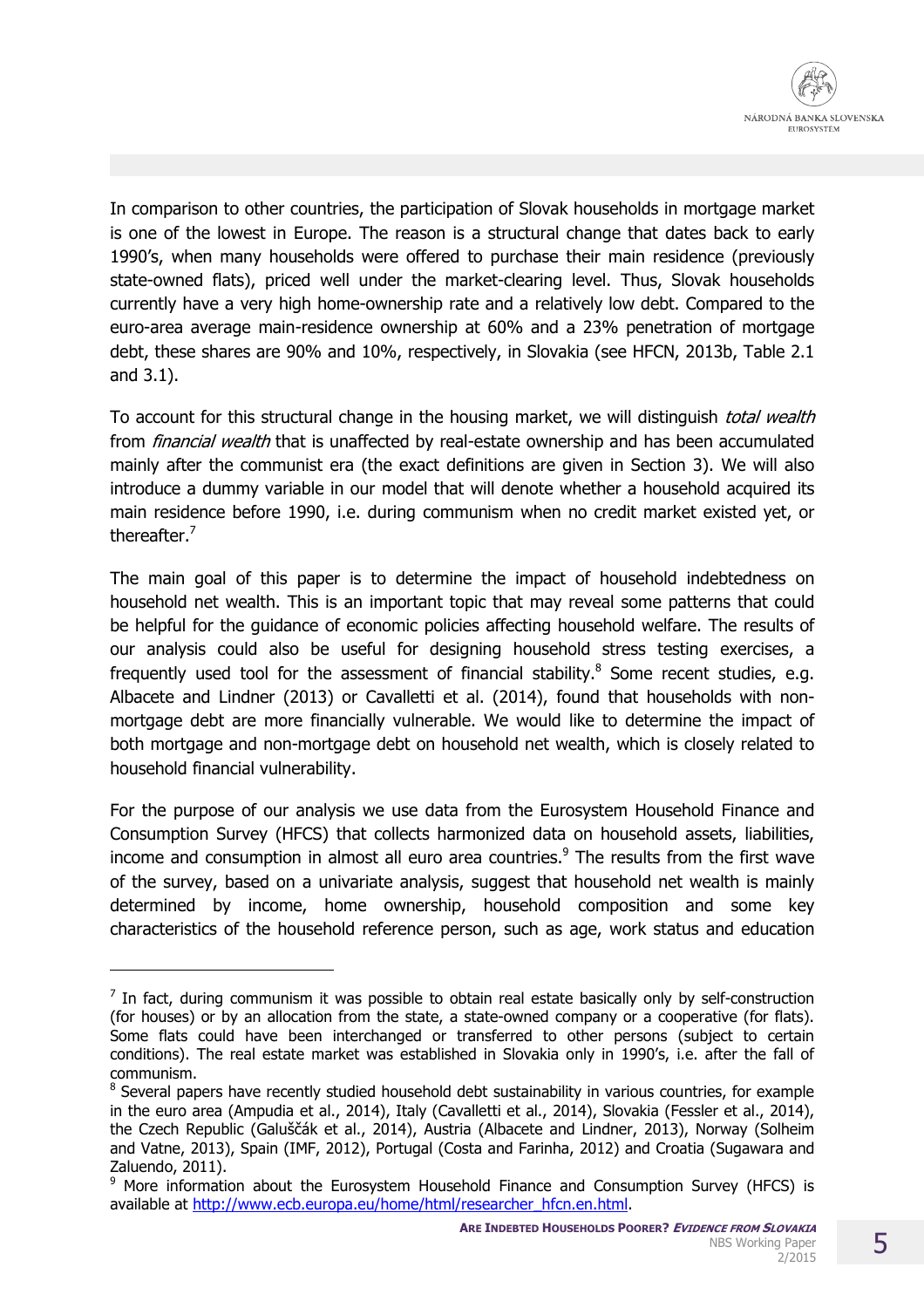In comparison to other countries, the participation of Slovak households in mortgage market is one of the lowest in Europe. The reason is a structural change that dates back to early 1990's, when many households were offered to purchase their main residence (previously state-owned flats), priced well under the market-clearing level. Thus, Slovak households currently have a very high home-ownership rate and a relatively low debt. Compared to the euro-area average main-residence ownership at 60% and a 23% penetration of mortgage debt, these shares are 90% and 10%, respectively, in Slovakia (see HFCN, 2013b, Table 2.1 and 3.1).

To account for this structural change in the housing market, we will distinguish *total wealth* from *financial wealth* that is unaffected by real-estate ownership and has been accumulated mainly after the communist era (the exact definitions are given in Section 3). We will also introduce a dummy variable in our model that will denote whether a household acquired its main residence before 1990, i.e. during communism when no credit market existed yet, or thereafter.[7]

The main goal of this paper is to determine the impact of household indebtedness on household net wealth. This is an important topic that may reveal some patterns that could be helpful for the guidance of economic policies affecting household welfare. The results of our analysis could also be useful for designing household stress testing exercises, a frequently used tool for the assessment of financial stability.[8] Some recent studies, e.g. Albacete and Lindner (2013) or Cavalletti et al. (2014), found that households with non-mortgage debt are more financially vulnerable. We would like to determine the impact of both mortgage and non-mortgage debt on household net wealth, which is closely related to household financial vulnerability.

For the purpose of our analysis we use data from the Eurosystem Household Finance and Consumption Survey (HFCS) that collects harmonized data on household assets, liabilities, income and consumption in almost all euro area countries.[9] The results from the first wave of the survey, based on a univariate analysis, suggest that household net wealth is mainly determined by income, home ownership, household composition and some key characteristics of the household reference person, such as age, work status and education

---

[7] In fact, during communism it was possible to obtain real estate basically only by self-construction (for houses) or by an allocation from the state, a state-owned company or a cooperative (for flats). Some flats could have been interchanged or transferred to other persons (subject to certain conditions). The real estate market was established in Slovakia only in 1990's, i.e. after the fall of communism.

[8] Several papers have recently studied household debt sustainability in various countries, for example in the euro area (Ampudia et al., 2014), Italy (Cavalletti et al., 2014), Slovakia (Fessler et al., 2014), the Czech Republic (Galuščák et al., 2014), Austria (Albacete and Lindner, 2013), Norway (Solheim and Vatne, 2013), Spain (IMF, 2012), Portugal (Costa and Farinha, 2012) and Croatia (Sugawara and Zaluendo, 2011).

[9] More information about the Eurosystem Household Finance and Consumption Survey (HFCS) is available at http://www.ecb.europa.eu/home/html/researcher_hfcn.en.html.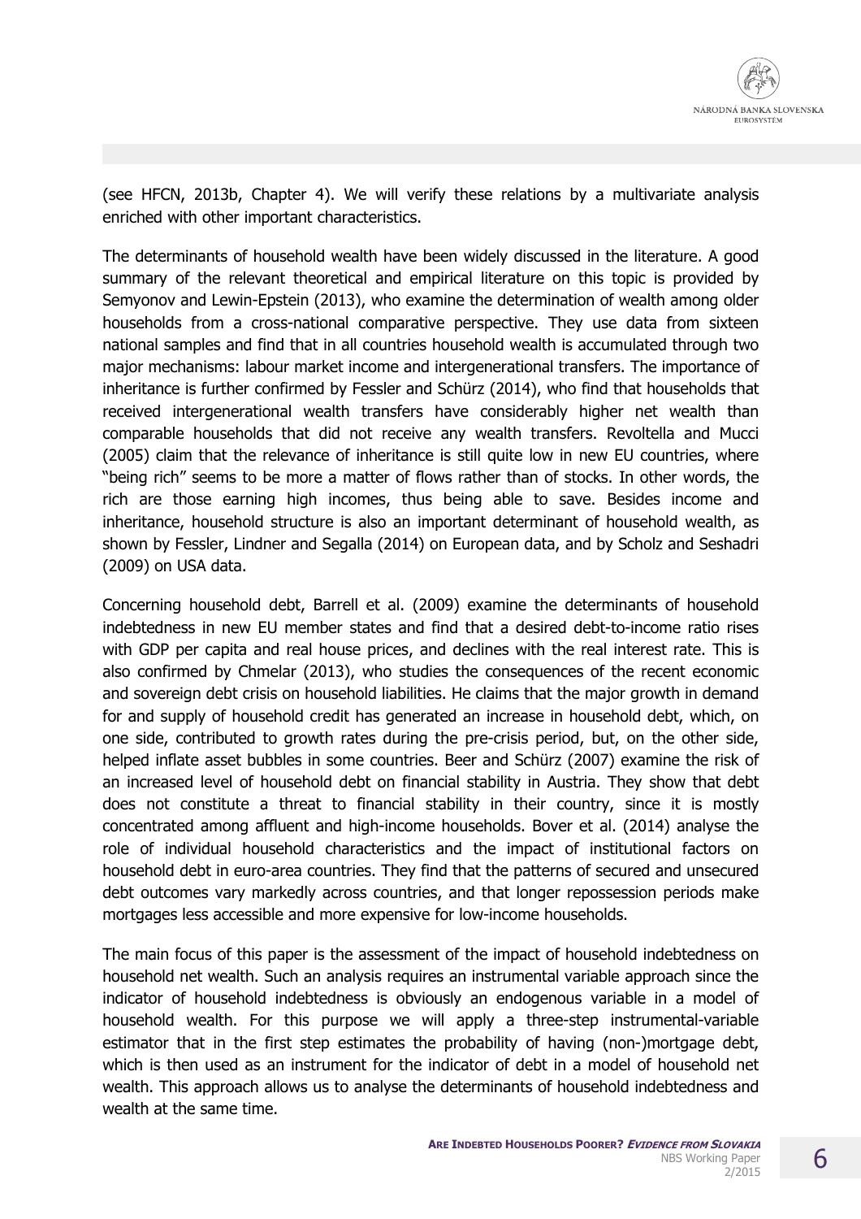(see HFCN, 2013b, Chapter 4). We will verify these relations by a multivariate analysis enriched with other important characteristics.

The determinants of household wealth have been widely discussed in the literature. A good summary of the relevant theoretical and empirical literature on this topic is provided by Semyonov and Lewin-Epstein (2013), who examine the determination of wealth among older households from a cross-national comparative perspective. They use data from sixteen national samples and find that in all countries household wealth is accumulated through two major mechanisms: labour market income and intergenerational transfers. The importance of inheritance is further confirmed by Fessler and Schürz (2014), who find that households that received intergenerational wealth transfers have considerably higher net wealth than comparable households that did not receive any wealth transfers. Revoltella and Mucci (2005) claim that the relevance of inheritance is still quite low in new EU countries, where "being rich" seems to be more a matter of flows rather than of stocks. In other words, the rich are those earning high incomes, thus being able to save. Besides income and inheritance, household structure is also an important determinant of household wealth, as shown by Fessler, Lindner and Segalla (2014) on European data, and by Scholz and Seshadri (2009) on USA data.

Concerning household debt, Barrell et al. (2009) examine the determinants of household indebtedness in new EU member states and find that a desired debt-to-income ratio rises with GDP per capita and real house prices, and declines with the real interest rate. This is also confirmed by Chmelar (2013), who studies the consequences of the recent economic and sovereign debt crisis on household liabilities. He claims that the major growth in demand for and supply of household credit has generated an increase in household debt, which, on one side, contributed to growth rates during the pre-crisis period, but, on the other side, helped inflate asset bubbles in some countries. Beer and Schürz (2007) examine the risk of an increased level of household debt on financial stability in Austria. They show that debt does not constitute a threat to financial stability in their country, since it is mostly concentrated among affluent and high-income households. Bover et al. (2014) analyse the role of individual household characteristics and the impact of institutional factors on household debt in euro-area countries. They find that the patterns of secured and unsecured debt outcomes vary markedly across countries, and that longer repossession periods make mortgages less accessible and more expensive for low-income households.

The main focus of this paper is the assessment of the impact of household indebtedness on household net wealth. Such an analysis requires an instrumental variable approach since the indicator of household indebtedness is obviously an endogenous variable in a model of household wealth. For this purpose we will apply a three-step instrumental-variable estimator that in the first step estimates the probability of having (non-)mortgage debt, which is then used as an instrument for the indicator of debt in a model of household net wealth. This approach allows us to analyse the determinants of household indebtedness and wealth at the same time.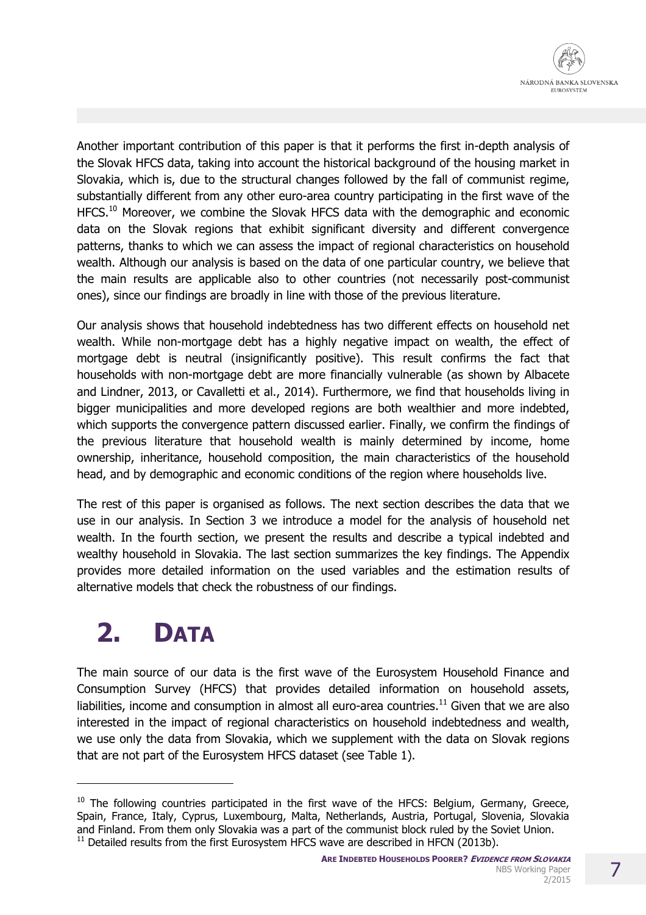Another important contribution of this paper is that it performs the first in-depth analysis of the Slovak HFCS data, taking into account the historical background of the housing market in Slovakia, which is, due to the structural changes followed by the fall of communist regime, substantially different from any other euro-area country participating in the first wave of the HFCS.[10] Moreover, we combine the Slovak HFCS data with the demographic and economic data on the Slovak regions that exhibit significant diversity and different convergence patterns, thanks to which we can assess the impact of regional characteristics on household wealth. Although our analysis is based on the data of one particular country, we believe that the main results are applicable also to other countries (not necessarily post-communist ones), since our findings are broadly in line with those of the previous literature.

Our analysis shows that household indebtedness has two different effects on household net wealth. While non-mortgage debt has a highly negative impact on wealth, the effect of mortgage debt is neutral (insignificantly positive). This result confirms the fact that households with non-mortgage debt are more financially vulnerable (as shown by Albacete and Lindner, 2013, or Cavalletti et al., 2014). Furthermore, we find that households living in bigger municipalities and more developed regions are both wealthier and more indebted, which supports the convergence pattern discussed earlier. Finally, we confirm the findings of the previous literature that household wealth is mainly determined by income, home ownership, inheritance, household composition, the main characteristics of the household head, and by demographic and economic conditions of the region where households live.

The rest of this paper is organised as follows. The next section describes the data that we use in our analysis. In Section 3 we introduce a model for the analysis of household net wealth. In the fourth section, we present the results and describe a typical indebted and wealthy household in Slovakia. The last section summarizes the key findings. The Appendix provides more detailed information on the used variables and the estimation results of alternative models that check the robustness of our findings.

# 2. DATA

The main source of our data is the first wave of the Eurosystem Household Finance and Consumption Survey (HFCS) that provides detailed information on household assets, liabilities, income and consumption in almost all euro-area countries.[11] Given that we are also interested in the impact of regional characteristics on household indebtedness and wealth, we use only the data from Slovakia, which we supplement with the data on Slovak regions that are not part of the Eurosystem HFCS dataset (see Table 1).

---

[10] The following countries participated in the first wave of the HFCS: Belgium, Germany, Greece, Spain, France, Italy, Cyprus, Luxembourg, Malta, Netherlands, Austria, Portugal, Slovenia, Slovakia and Finland. From them only Slovakia was a part of the communist block ruled by the Soviet Union.

[11] Detailed results from the first Eurosystem HFCS wave are described in HFCN (2013b).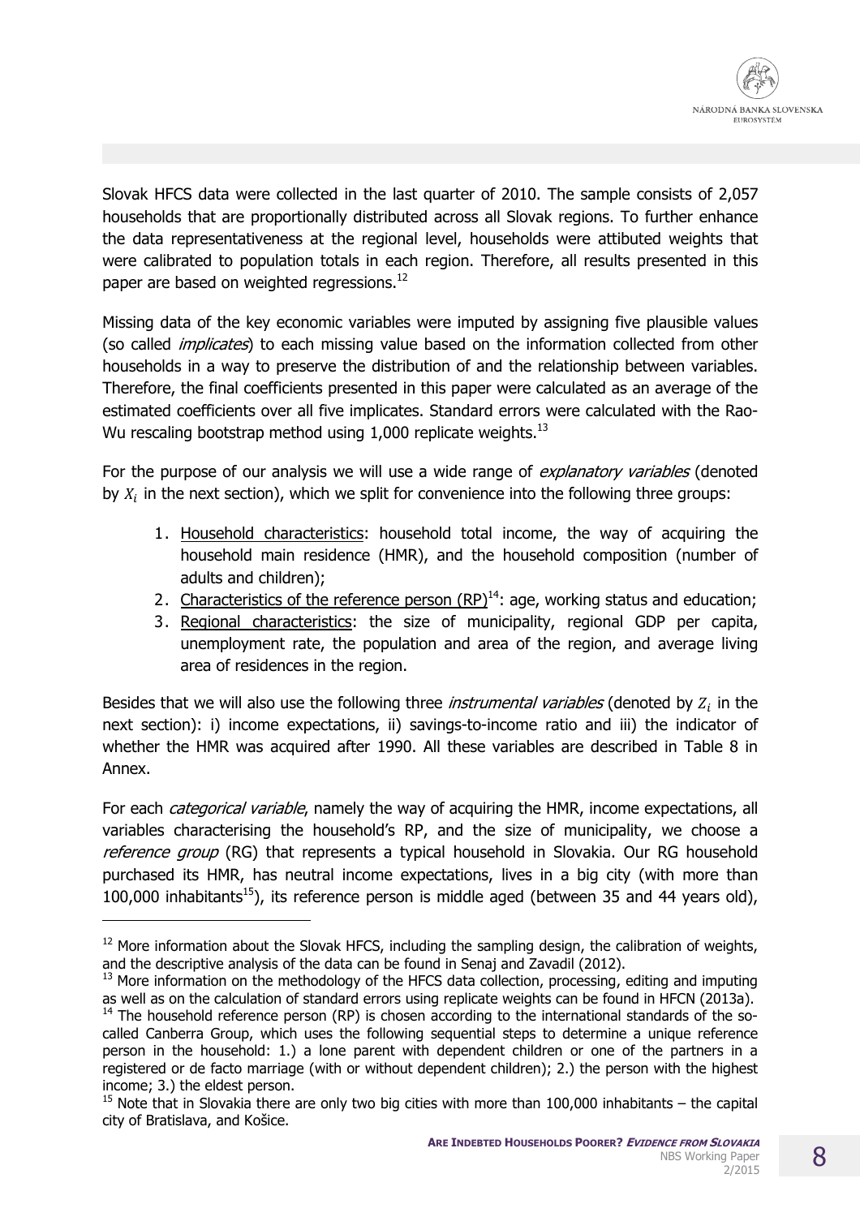Slovak HFCS data were collected in the last quarter of 2010. The sample consists of 2,057 households that are proportionally distributed across all Slovak regions. To further enhance the data representativeness at the regional level, households were attibuted weights that were calibrated to population totals in each region. Therefore, all results presented in this paper are based on weighted regressions.[12]

Missing data of the key economic variables were imputed by assigning five plausible values (so called *implicates*) to each missing value based on the information collected from other households in a way to preserve the distribution of and the relationship between variables. Therefore, the final coefficients presented in this paper were calculated as an average of the estimated coefficients over all five implicates. Standard errors were calculated with the Rao-Wu rescaling bootstrap method using 1,000 replicate weights.[13]

For the purpose of our analysis we will use a wide range of *explanatory variables* (denoted by $X_i$ in the next section), which we split for convenience into the following three groups:

1. Household characteristics: household total income, the way of acquiring the household main residence (HMR), and the household composition (number of adults and children);
2. Characteristics of the reference person (RP)[14]: age, working status and education;
3. Regional characteristics: the size of municipality, regional GDP per capita, unemployment rate, the population and area of the region, and average living area of residences in the region.

Besides that we will also use the following three *instrumental variables* (denoted by $Z_i$ in the next section): i) income expectations, ii) savings-to-income ratio and iii) the indicator of whether the HMR was acquired after 1990. All these variables are described in Table 8 in Annex.

For each *categorical variable*, namely the way of acquiring the HMR, income expectations, all variables characterising the household's RP, and the size of municipality, we choose a *reference group* (RG) that represents a typical household in Slovakia. Our RG household purchased its HMR, has neutral income expectations, lives in a big city (with more than 100,000 inhabitants[15]), its reference person is middle aged (between 35 and 44 years old),

---

[12] More information about the Slovak HFCS, including the sampling design, the calibration of weights, and the descriptive analysis of the data can be found in Senaj and Zavadil (2012).

[13] More information on the methodology of the HFCS data collection, processing, editing and imputing as well as on the calculation of standard errors using replicate weights can be found in HFCN (2013a).

[14] The household reference person (RP) is chosen according to the international standards of the so-called Canberra Group, which uses the following sequential steps to determine a unique reference person in the household: 1.) a lone parent with dependent children or one of the partners in a registered or de facto marriage (with or without dependent children); 2.) the person with the highest income; 3.) the eldest person.

[15] Note that in Slovakia there are only two big cities with more than 100,000 inhabitants – the capital city of Bratislava, and Košice.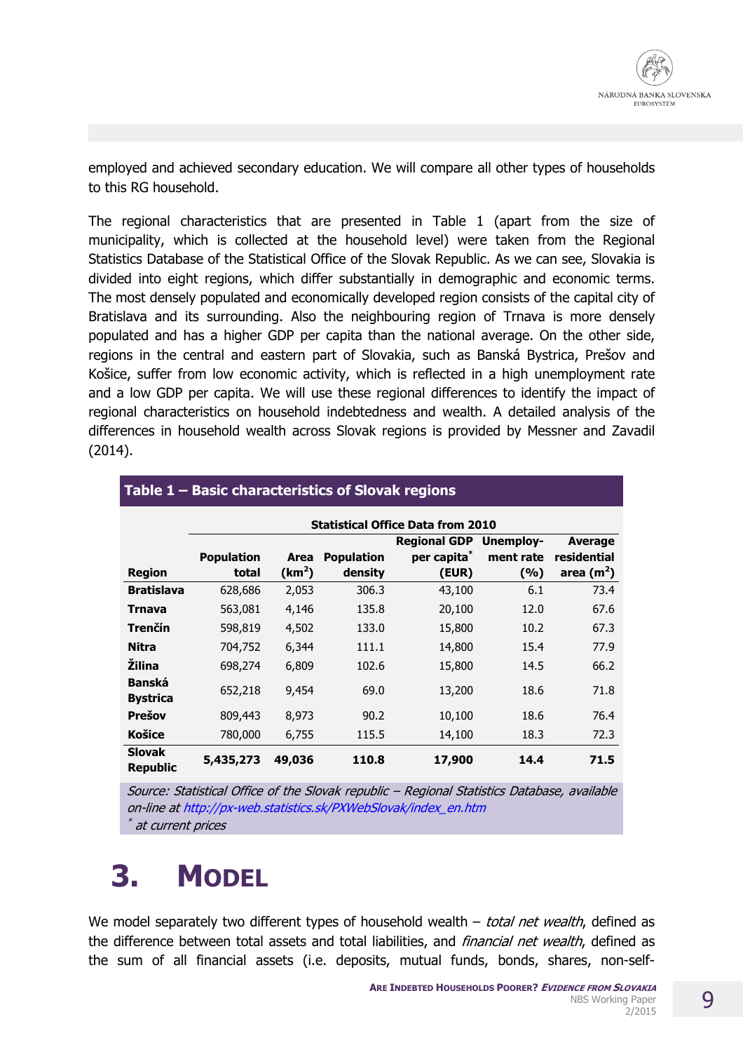employed and achieved secondary education. We will compare all other types of households to this RG household.

The regional characteristics that are presented in Table 1 (apart from the size of municipality, which is collected at the household level) were taken from the Regional Statistics Database of the Statistical Office of the Slovak Republic. As we can see, Slovakia is divided into eight regions, which differ substantially in demographic and economic terms. The most densely populated and economically developed region consists of the capital city of Bratislava and its surrounding. Also the neighbouring region of Trnava is more densely populated and has a higher GDP per capita than the national average. On the other side, regions in the central and eastern part of Slovakia, such as Banská Bystrica, Prešov and Košice, suffer from low economic activity, which is reflected in a high unemployment rate and a low GDP per capita. We will use these regional differences to identify the impact of regional characteristics on household indebtedness and wealth. A detailed analysis of the differences in household wealth across Slovak regions is provided by Messner and Zavadil (2014).

**Table 1 – Basic characteristics of Slovak regions**

| | Statistical Office Data from 2010 | | | | | |
|---|---|---|---|---|---|---|
| **Region** | **Population total** | **Area (km$^2$)** | **Population density** | **Regional GDP per capita* (EUR)** | **Unemploy-ment rate (%)** | **Average residential area (m$^2$)** |
| **Bratislava** | 628,686 | 2,053 | 306.3 | 43,100 | 6.1 | 73.4 |
| **Trnava** | 563,081 | 4,146 | 135.8 | 20,100 | 12.0 | 67.6 |
| **Trenčín** | 598,819 | 4,502 | 133.0 | 15,800 | 10.2 | 67.3 |
| **Nitra** | 704,752 | 6,344 | 111.1 | 14,800 | 15.4 | 77.9 |
| **Žilina** | 698,274 | 6,809 | 102.6 | 15,800 | 14.5 | 66.2 |
| **Banská Bystrica** | 652,218 | 9,454 | 69.0 | 13,200 | 18.6 | 71.8 |
| **Prešov** | 809,443 | 8,973 | 90.2 | 10,100 | 18.6 | 76.4 |
| **Košice** | 780,000 | 6,755 | 115.5 | 14,100 | 18.3 | 72.3 |
| **Slovak Republic** | **5,435,273** | **49,036** | **110.8** | **17,900** | **14.4** | **71.5** |

*Source: Statistical Office of the Slovak republic – Regional Statistics Database, available on-line at http://px-web.statistics.sk/PXWebSlovak/index_en.htm*
\* *at current prices*

# 3. Model

We model separately two different types of household wealth – *total net wealth*, defined as the difference between total assets and total liabilities, and *financial net wealth*, defined as the sum of all financial assets (i.e. deposits, mutual funds, bonds, shares, non-self-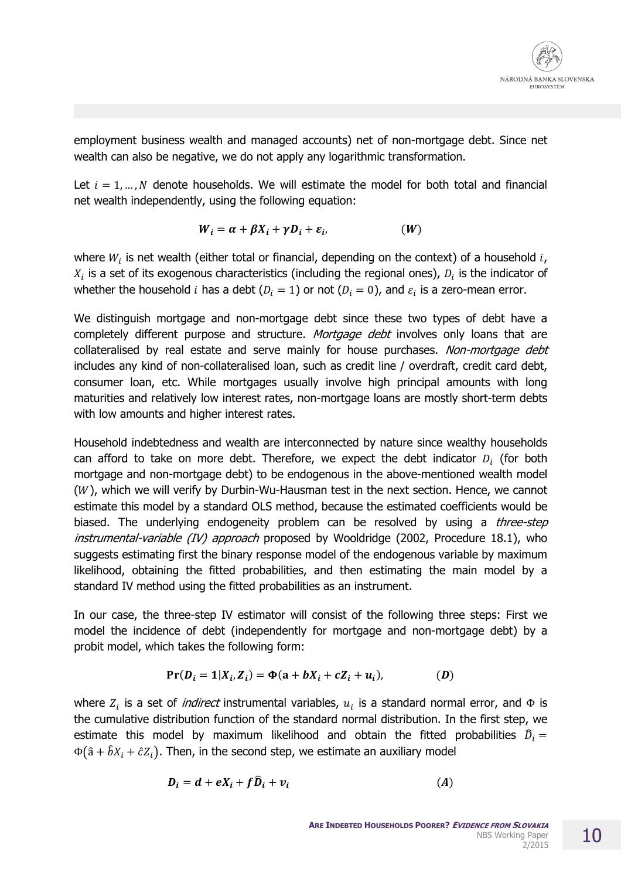employment business wealth and managed accounts) net of non-mortgage debt. Since net wealth can also be negative, we do not apply any logarithmic transformation.

Let $i = 1, \dots, N$ denote households. We will estimate the model for both total and financial net wealth independently, using the following equation:

$$\boldsymbol{W_i = \alpha + \beta X_i + \gamma D_i + \varepsilon_i}, \qquad (\boldsymbol{W})$$

where $W_i$ is net wealth (either total or financial, depending on the context) of a household $i$, $X_i$ is a set of its exogenous characteristics (including the regional ones), $D_i$ is the indicator of whether the household $i$ has a debt ($D_i = 1$) or not ($D_i = 0$), and $\varepsilon_i$ is a zero-mean error.

We distinguish mortgage and non-mortgage debt since these two types of debt have a completely different purpose and structure. *Mortgage debt* involves only loans that are collateralised by real estate and serve mainly for house purchases. *Non-mortgage debt* includes any kind of non-collateralised loan, such as credit line / overdraft, credit card debt, consumer loan, etc. While mortgages usually involve high principal amounts with long maturities and relatively low interest rates, non-mortgage loans are mostly short-term debts with low amounts and higher interest rates.

Household indebtedness and wealth are interconnected by nature since wealthy households can afford to take on more debt. Therefore, we expect the debt indicator $D_i$ (for both mortgage and non-mortgage debt) to be endogenous in the above-mentioned wealth model ($W$), which we will verify by Durbin-Wu-Hausman test in the next section. Hence, we cannot estimate this model by a standard OLS method, because the estimated coefficients would be biased. The underlying endogeneity problem can be resolved by using a *three-step instrumental-variable (IV) approach* proposed by Wooldridge (2002, Procedure 18.1), who suggests estimating first the binary response model of the endogenous variable by maximum likelihood, obtaining the fitted probabilities, and then estimating the main model by a standard IV method using the fitted probabilities as an instrument.

In our case, the three-step IV estimator will consist of the following three steps: First we model the incidence of debt (independently for mortgage and non-mortgage debt) by a probit model, which takes the following form:

$$\mathbf{Pr}(\boldsymbol{D_i = 1 | X_i, Z_i}) = \boldsymbol{\Phi}(\mathbf{a} + \boldsymbol{bX_i + cZ_i + u_i}), \qquad (\boldsymbol{D})$$

where $Z_i$ is a set of *indirect* instrumental variables, $u_i$ is a standard normal error, and $\Phi$ is the cumulative distribution function of the standard normal distribution. In the first step, we estimate this model by maximum likelihood and obtain the fitted probabilities $\hat{D}_i = \Phi(\hat{a} + \hat{b}X_i + \hat{c}Z_i)$. Then, in the second step, we estimate an auxiliary model

$$\boldsymbol{D_i = d + eX_i + f\hat{D}_i + v_i} \qquad (\boldsymbol{A})$$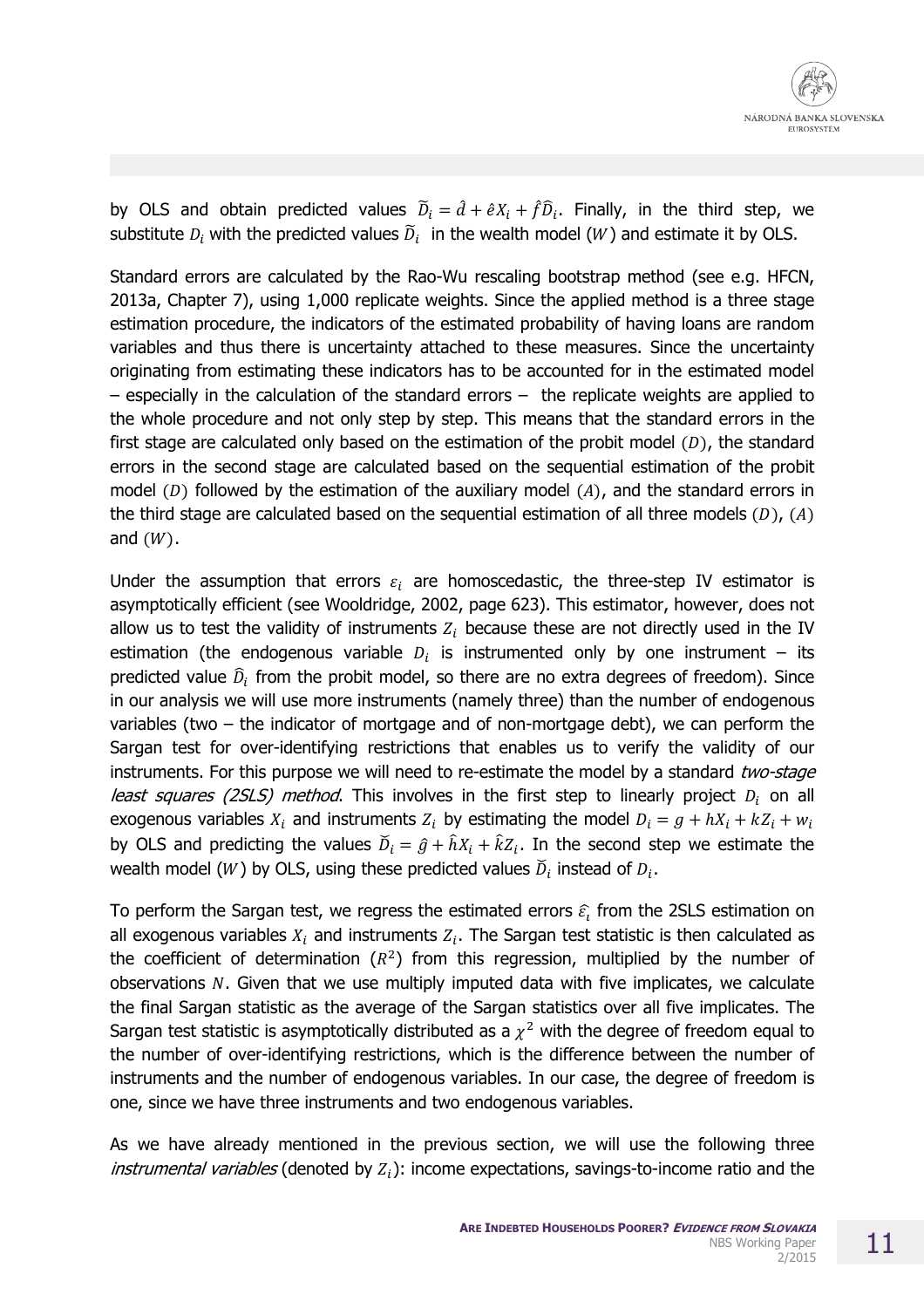by OLS and obtain predicted values $\widetilde{D}_i = \hat{d} + \hat{e}X_i + \hat{f}\widehat{D}_i$. Finally, in the third step, we substitute $D_i$ with the predicted values $\widetilde{D}_i$ in the wealth model $(W)$ and estimate it by OLS.

Standard errors are calculated by the Rao-Wu rescaling bootstrap method (see e.g. HFCN, 2013a, Chapter 7), using 1,000 replicate weights. Since the applied method is a three stage estimation procedure, the indicators of the estimated probability of having loans are random variables and thus there is uncertainty attached to these measures. Since the uncertainty originating from estimating these indicators has to be accounted for in the estimated model – especially in the calculation of the standard errors – the replicate weights are applied to the whole procedure and not only step by step. This means that the standard errors in the first stage are calculated only based on the estimation of the probit model $(D)$, the standard errors in the second stage are calculated based on the sequential estimation of the probit model $(D)$ followed by the estimation of the auxiliary model $(A)$, and the standard errors in the third stage are calculated based on the sequential estimation of all three models $(D)$, $(A)$ and $(W)$.

Under the assumption that errors $\varepsilon_i$ are homoscedastic, the three-step IV estimator is asymptotically efficient (see Wooldridge, 2002, page 623). This estimator, however, does not allow us to test the validity of instruments $Z_i$ because these are not directly used in the IV estimation (the endogenous variable $D_i$ is instrumented only by one instrument – its predicted value $\widehat{D}_i$ from the probit model, so there are no extra degrees of freedom). Since in our analysis we will use more instruments (namely three) than the number of endogenous variables (two – the indicator of mortgage and of non-mortgage debt), we can perform the Sargan test for over-identifying restrictions that enables us to verify the validity of our instruments. For this purpose we will need to re-estimate the model by a standard *two-stage least squares (2SLS) method*. This involves in the first step to linearly project $D_i$ on all exogenous variables $X_i$ and instruments $Z_i$ by estimating the model $D_i = g + hX_i + kZ_i + w_i$ by OLS and predicting the values $\breve{D}_i = \hat{g} + \hat{h}X_i + \hat{k}Z_i$. In the second step we estimate the wealth model $(W)$ by OLS, using these predicted values $\breve{D}_i$ instead of $D_i$.

To perform the Sargan test, we regress the estimated errors $\hat{\varepsilon}_i$ from the 2SLS estimation on all exogenous variables $X_i$ and instruments $Z_i$. The Sargan test statistic is then calculated as the coefficient of determination $(R^2)$ from this regression, multiplied by the number of observations $N$. Given that we use multiply imputed data with five implicates, we calculate the final Sargan statistic as the average of the Sargan statistics over all five implicates. The Sargan test statistic is asymptotically distributed as a $\chi^2$ with the degree of freedom equal to the number of over-identifying restrictions, which is the difference between the number of instruments and the number of endogenous variables. In our case, the degree of freedom is one, since we have three instruments and two endogenous variables.

As we have already mentioned in the previous section, we will use the following three *instrumental variables* (denoted by $Z_i$): income expectations, savings-to-income ratio and the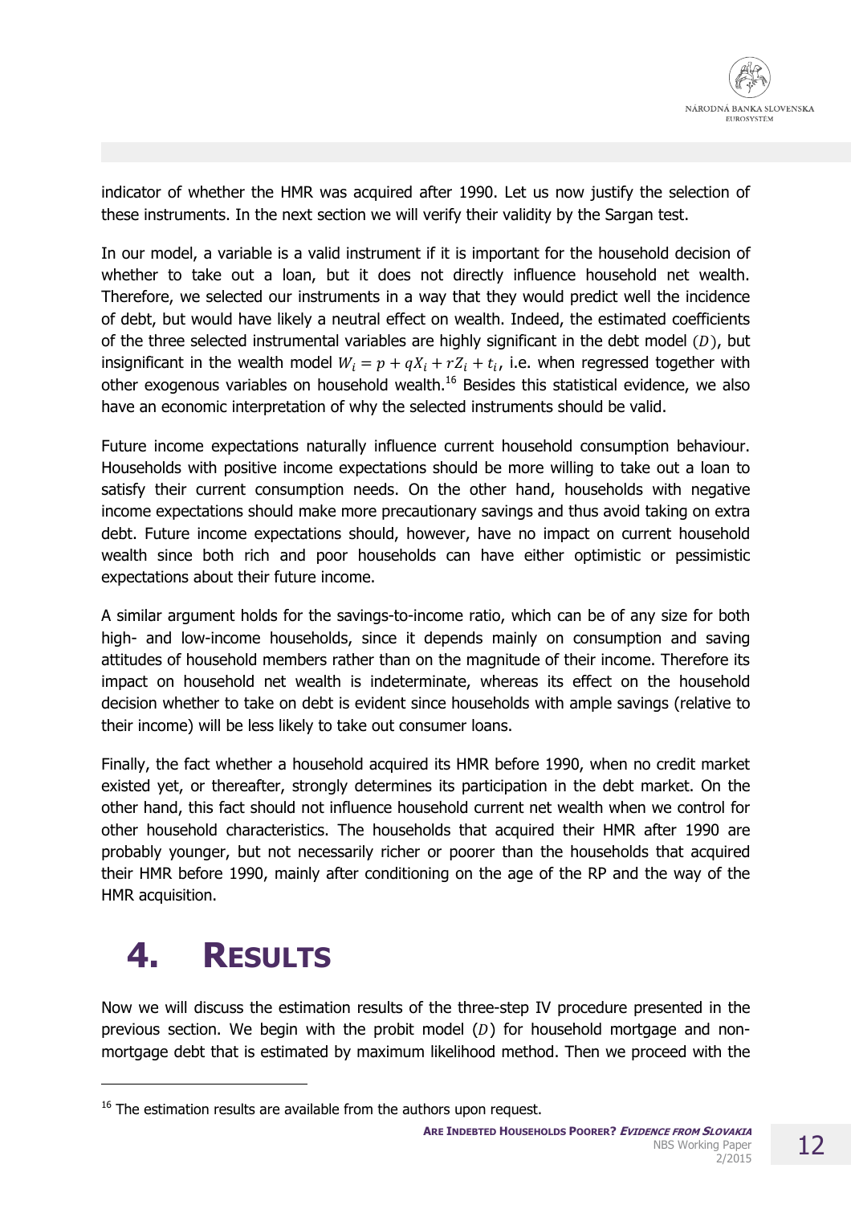indicator of whether the HMR was acquired after 1990. Let us now justify the selection of these instruments. In the next section we will verify their validity by the Sargan test.

In our model, a variable is a valid instrument if it is important for the household decision of whether to take out a loan, but it does not directly influence household net wealth. Therefore, we selected our instruments in a way that they would predict well the incidence of debt, but would have likely a neutral effect on wealth. Indeed, the estimated coefficients of the three selected instrumental variables are highly significant in the debt model $(D)$, but insignificant in the wealth model $W_i = p + qX_i + rZ_i + t_i$, i.e. when regressed together with other exogenous variables on household wealth.[16] Besides this statistical evidence, we also have an economic interpretation of why the selected instruments should be valid.

Future income expectations naturally influence current household consumption behaviour. Households with positive income expectations should be more willing to take out a loan to satisfy their current consumption needs. On the other hand, households with negative income expectations should make more precautionary savings and thus avoid taking on extra debt. Future income expectations should, however, have no impact on current household wealth since both rich and poor households can have either optimistic or pessimistic expectations about their future income.

A similar argument holds for the savings-to-income ratio, which can be of any size for both high- and low-income households, since it depends mainly on consumption and saving attitudes of household members rather than on the magnitude of their income. Therefore its impact on household net wealth is indeterminate, whereas its effect on the household decision whether to take on debt is evident since households with ample savings (relative to their income) will be less likely to take out consumer loans.

Finally, the fact whether a household acquired its HMR before 1990, when no credit market existed yet, or thereafter, strongly determines its participation in the debt market. On the other hand, this fact should not influence household current net wealth when we control for other household characteristics. The households that acquired their HMR after 1990 are probably younger, but not necessarily richer or poorer than the households that acquired their HMR before 1990, mainly after conditioning on the age of the RP and the way of the HMR acquisition.

# 4. RESULTS

Now we will discuss the estimation results of the three-step IV procedure presented in the previous section. We begin with the probit model $(D)$ for household mortgage and non-mortgage debt that is estimated by maximum likelihood method. Then we proceed with the

[16] The estimation results are available from the authors upon request.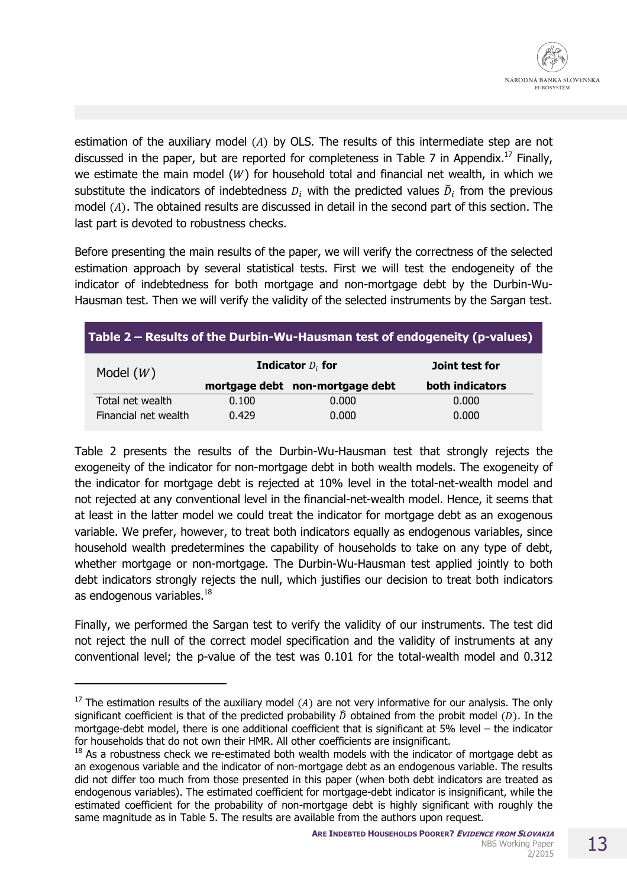estimation of the auxiliary model $(A)$ by OLS. The results of this intermediate step are not discussed in the paper, but are reported for completeness in Table 7 in Appendix.[17] Finally, we estimate the main model $(W)$ for household total and financial net wealth, in which we substitute the indicators of indebtedness $D_i$ with the predicted values $\breve{D}_i$ from the previous model $(A)$. The obtained results are discussed in detail in the second part of this section. The last part is devoted to robustness checks.

Before presenting the main results of the paper, we will verify the correctness of the selected estimation approach by several statistical tests. First we will test the endogeneity of the indicator of indebtedness for both mortgage and non-mortgage debt by the Durbin-Wu-Hausman test. Then we will verify the validity of the selected instruments by the Sargan test.

**Table 2 – Results of the Durbin-Wu-Hausman test of endogeneity (p-values)**

| Model $(W)$ | Indicator $D_i$ for | | Joint test for |
|---|---|---|---|
| | **mortgage debt** | **non-mortgage debt** | **both indicators** |
| Total net wealth | 0.100 | 0.000 | 0.000 |
| Financial net wealth | 0.429 | 0.000 | 0.000 |

Table 2 presents the results of the Durbin-Wu-Hausman test that strongly rejects the exogeneity of the indicator for non-mortgage debt in both wealth models. The exogeneity of the indicator for mortgage debt is rejected at 10% level in the total-net-wealth model and not rejected at any conventional level in the financial-net-wealth model. Hence, it seems that at least in the latter model we could treat the indicator for mortgage debt as an exogenous variable. We prefer, however, to treat both indicators equally as endogenous variables, since household wealth predetermines the capability of households to take on any type of debt, whether mortgage or non-mortgage. The Durbin-Wu-Hausman test applied jointly to both debt indicators strongly rejects the null, which justifies our decision to treat both indicators as endogenous variables.[18]

Finally, we performed the Sargan test to verify the validity of our instruments. The test did not reject the null of the correct model specification and the validity of instruments at any conventional level; the p-value of the test was 0.101 for the total-wealth model and 0.312

---

[17] The estimation results of the auxiliary model $(A)$ are not very informative for our analysis. The only significant coefficient is that of the predicted probability $\widehat{D}$ obtained from the probit model $(D)$. In the mortgage-debt model, there is one additional coefficient that is significant at 5% level – the indicator for households that do not own their HMR. All other coefficients are insignificant.

[18] As a robustness check we re-estimated both wealth models with the indicator of mortgage debt as an exogenous variable and the indicator of non-mortgage debt as an endogenous variable. The results did not differ too much from those presented in this paper (when both debt indicators are treated as endogenous variables). The estimated coefficient for mortgage-debt indicator is insignificant, while the estimated coefficient for the probability of non-mortgage debt is highly significant with roughly the same magnitude as in Table 5. The results are available from the authors upon request.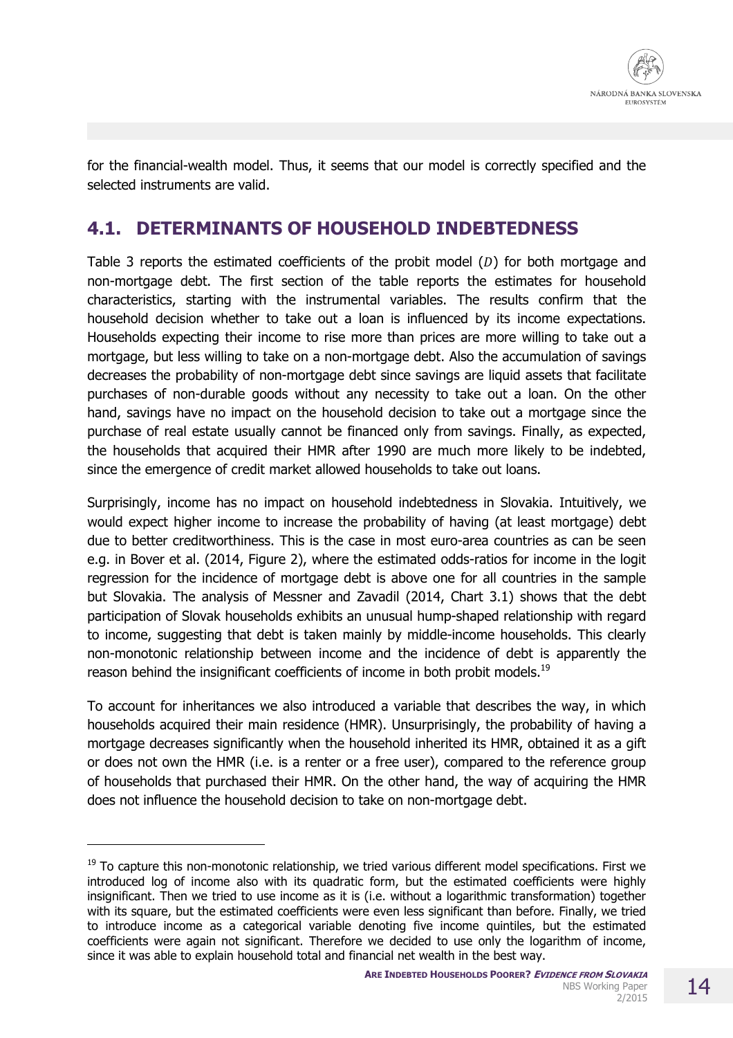for the financial-wealth model. Thus, it seems that our model is correctly specified and the selected instruments are valid.

## 4.1. DETERMINANTS OF HOUSEHOLD INDEBTEDNESS

Table 3 reports the estimated coefficients of the probit model ($D$) for both mortgage and non-mortgage debt. The first section of the table reports the estimates for household characteristics, starting with the instrumental variables. The results confirm that the household decision whether to take out a loan is influenced by its income expectations. Households expecting their income to rise more than prices are more willing to take out a mortgage, but less willing to take on a non-mortgage debt. Also the accumulation of savings decreases the probability of non-mortgage debt since savings are liquid assets that facilitate purchases of non-durable goods without any necessity to take out a loan. On the other hand, savings have no impact on the household decision to take out a mortgage since the purchase of real estate usually cannot be financed only from savings. Finally, as expected, the households that acquired their HMR after 1990 are much more likely to be indebted, since the emergence of credit market allowed households to take out loans.

Surprisingly, income has no impact on household indebtedness in Slovakia. Intuitively, we would expect higher income to increase the probability of having (at least mortgage) debt due to better creditworthiness. This is the case in most euro-area countries as can be seen e.g. in Bover et al. (2014, Figure 2), where the estimated odds-ratios for income in the logit regression for the incidence of mortgage debt is above one for all countries in the sample but Slovakia. The analysis of Messner and Zavadil (2014, Chart 3.1) shows that the debt participation of Slovak households exhibits an unusual hump-shaped relationship with regard to income, suggesting that debt is taken mainly by middle-income households. This clearly non-monotonic relationship between income and the incidence of debt is apparently the reason behind the insignificant coefficients of income in both probit models.[19]

To account for inheritances we also introduced a variable that describes the way, in which households acquired their main residence (HMR). Unsurprisingly, the probability of having a mortgage decreases significantly when the household inherited its HMR, obtained it as a gift or does not own the HMR (i.e. is a renter or a free user), compared to the reference group of households that purchased their HMR. On the other hand, the way of acquiring the HMR does not influence the household decision to take on non-mortgage debt.

---

[19] To capture this non-monotonic relationship, we tried various different model specifications. First we introduced log of income also with its quadratic form, but the estimated coefficients were highly insignificant. Then we tried to use income as it is (i.e. without a logarithmic transformation) together with its square, but the estimated coefficients were even less significant than before. Finally, we tried to introduce income as a categorical variable denoting five income quintiles, but the estimated coefficients were again not significant. Therefore we decided to use only the logarithm of income, since it was able to explain household total and financial net wealth in the best way.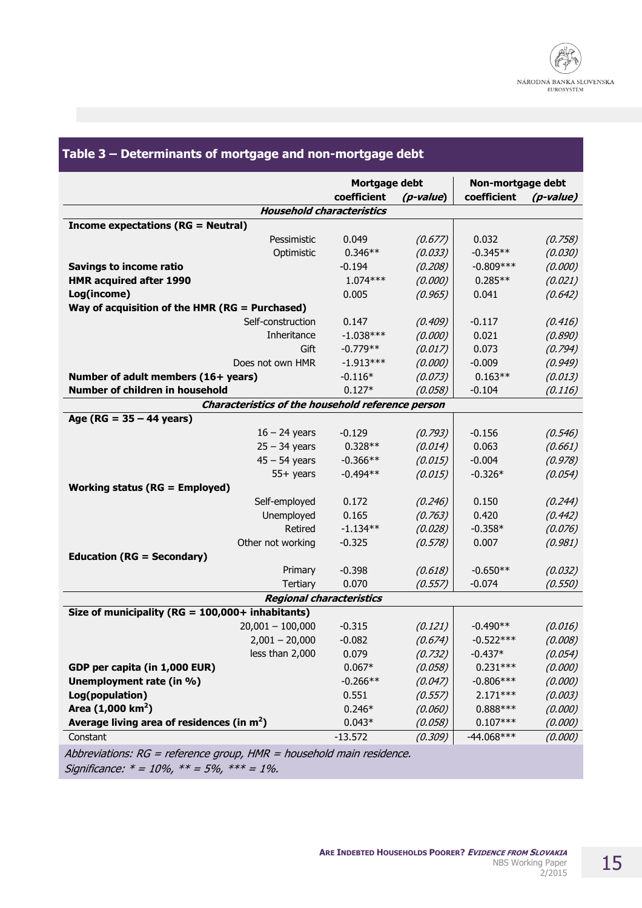**Table 3 – Determinants of mortgage and non-mortgage debt**

| | Mortgage debt | | Non-mortgage debt | |
|---|---|---|---|---|
| | coefficient | *(p-value)* | coefficient | *(p-value)* |
| ***Household characteristics*** | | | | |
| **Income expectations (RG = Neutral)** | | | | |
| Pessimistic | 0.049 | *(0.677)* | 0.032 | *(0.758)* |
| Optimistic | 0.346** | *(0.033)* | -0.345** | *(0.030)* |
| **Savings to income ratio** | -0.194 | *(0.208)* | -0.809*** | *(0.000)* |
| **HMR acquired after 1990** | 1.074*** | *(0.000)* | 0.285** | *(0.021)* |
| **Log(income)** | 0.005 | *(0.965)* | 0.041 | *(0.642)* |
| **Way of acquisition of the HMR (RG = Purchased)** | | | | |
| Self-construction | 0.147 | *(0.409)* | -0.117 | *(0.416)* |
| Inheritance | -1.038*** | *(0.000)* | 0.021 | *(0.890)* |
| Gift | -0.779** | *(0.017)* | 0.073 | *(0.794)* |
| Does not own HMR | -1.913*** | *(0.000)* | -0.009 | *(0.949)* |
| **Number of adult members (16+ years)** | -0.116* | *(0.073)* | 0.163** | *(0.013)* |
| **Number of children in household** | 0.127* | *(0.058)* | -0.104 | *(0.116)* |
| ***Characteristics of the household reference person*** | | | | |
| **Age (RG = 35 – 44 years)** | | | | |
| 16 – 24 years | -0.129 | *(0.793)* | -0.156 | *(0.546)* |
| 25 – 34 years | 0.328** | *(0.014)* | 0.063 | *(0.661)* |
| 45 – 54 years | -0.366** | *(0.015)* | -0.004 | *(0.978)* |
| 55+ years | -0.494** | *(0.015)* | -0.326* | *(0.054)* |
| **Working status (RG = Employed)** | | | | |
| Self-employed | 0.172 | *(0.246)* | 0.150 | *(0.244)* |
| Unemployed | 0.165 | *(0.763)* | 0.420 | *(0.442)* |
| Retired | -1.134** | *(0.028)* | -0.358* | *(0.076)* |
| Other not working | -0.325 | *(0.578)* | 0.007 | *(0.981)* |
| **Education (RG = Secondary)** | | | | |
| Primary | -0.398 | *(0.618)* | -0.650** | *(0.032)* |
| Tertiary | 0.070 | *(0.557)* | -0.074 | *(0.550)* |
| ***Regional characteristics*** | | | | |
| **Size of municipality (RG = 100,000+ inhabitants)** | | | | |
| 20,001 – 100,000 | -0.315 | *(0.121)* | -0.490** | *(0.016)* |
| 2,001 – 20,000 | -0.082 | *(0.674)* | -0.522*** | *(0.008)* |
| less than 2,000 | 0.079 | *(0.732)* | -0.437* | *(0.054)* |
| **GDP per capita (in 1,000 EUR)** | 0.067* | *(0.058)* | 0.231*** | *(0.000)* |
| **Unemployment rate (in %)** | -0.266** | *(0.047)* | -0.806*** | *(0.000)* |
| **Log(population)** | 0.551 | *(0.557)* | 2.171*** | *(0.003)* |
| **Area (1,000 km$^2$)** | 0.246* | *(0.060)* | 0.888*** | *(0.000)* |
| **Average living area of residences (in m$^2$)** | 0.043* | *(0.058)* | 0.107*** | *(0.000)* |
| Constant | -13.572 | *(0.309)* | -44.068*** | *(0.000)* |

*Abbreviations: RG = reference group, HMR = household main residence.*
*Significance: * = 10%, ** = 5%, *** = 1%.*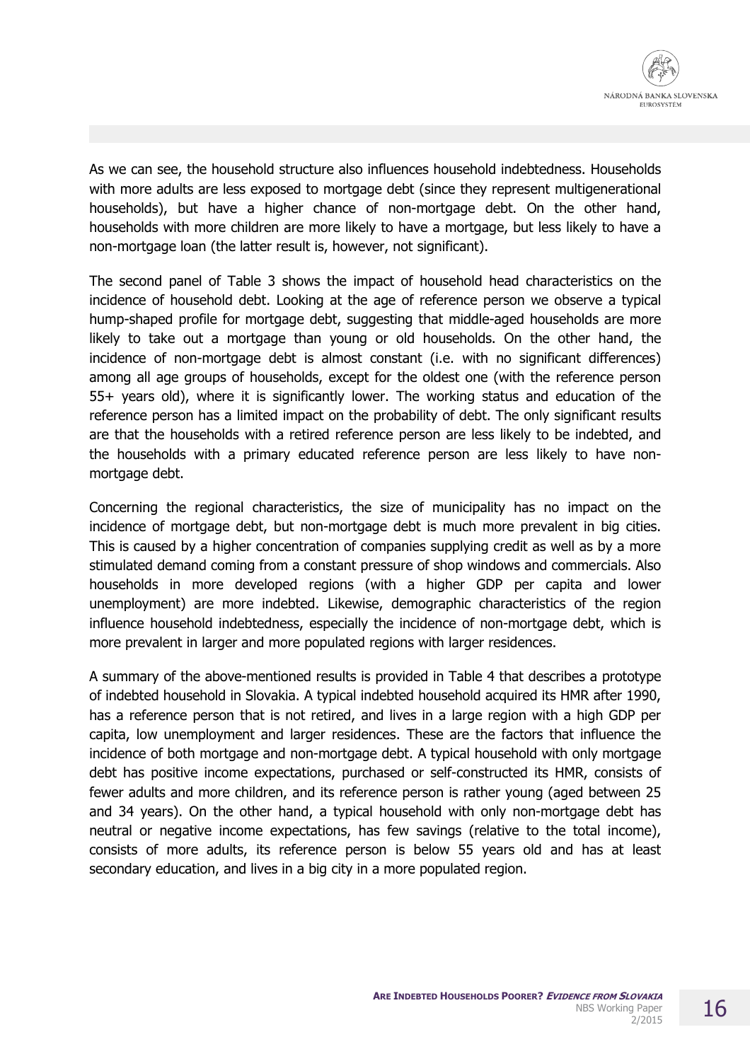As we can see, the household structure also influences household indebtedness. Households with more adults are less exposed to mortgage debt (since they represent multigenerational households), but have a higher chance of non-mortgage debt. On the other hand, households with more children are more likely to have a mortgage, but less likely to have a non-mortgage loan (the latter result is, however, not significant).

The second panel of Table 3 shows the impact of household head characteristics on the incidence of household debt. Looking at the age of reference person we observe a typical hump-shaped profile for mortgage debt, suggesting that middle-aged households are more likely to take out a mortgage than young or old households. On the other hand, the incidence of non-mortgage debt is almost constant (i.e. with no significant differences) among all age groups of households, except for the oldest one (with the reference person 55+ years old), where it is significantly lower. The working status and education of the reference person has a limited impact on the probability of debt. The only significant results are that the households with a retired reference person are less likely to be indebted, and the households with a primary educated reference person are less likely to have non-mortgage debt.

Concerning the regional characteristics, the size of municipality has no impact on the incidence of mortgage debt, but non-mortgage debt is much more prevalent in big cities. This is caused by a higher concentration of companies supplying credit as well as by a more stimulated demand coming from a constant pressure of shop windows and commercials. Also households in more developed regions (with a higher GDP per capita and lower unemployment) are more indebted. Likewise, demographic characteristics of the region influence household indebtedness, especially the incidence of non-mortgage debt, which is more prevalent in larger and more populated regions with larger residences.

A summary of the above-mentioned results is provided in Table 4 that describes a prototype of indebted household in Slovakia. A typical indebted household acquired its HMR after 1990, has a reference person that is not retired, and lives in a large region with a high GDP per capita, low unemployment and larger residences. These are the factors that influence the incidence of both mortgage and non-mortgage debt. A typical household with only mortgage debt has positive income expectations, purchased or self-constructed its HMR, consists of fewer adults and more children, and its reference person is rather young (aged between 25 and 34 years). On the other hand, a typical household with only non-mortgage debt has neutral or negative income expectations, has few savings (relative to the total income), consists of more adults, its reference person is below 55 years old and has at least secondary education, and lives in a big city in a more populated region.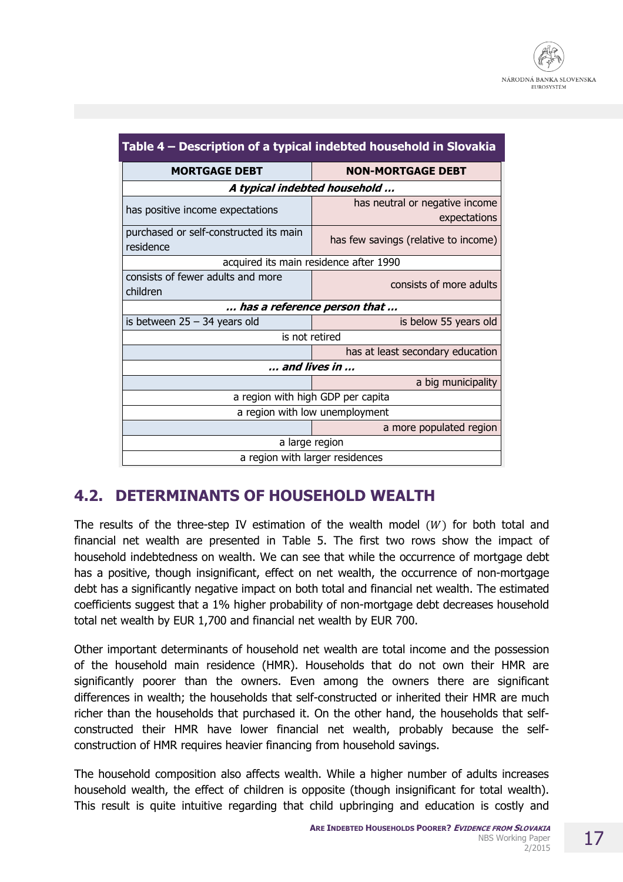**Table 4 – Description of a typical indebted household in Slovakia**

| MORTGAGE DEBT | NON-MORTGAGE DEBT |
|---|---|
| ***A typical indebted household …*** | |
| has positive income expectations | has neutral or negative income expectations |
| purchased or self-constructed its main residence | has few savings (relative to income) |
| acquired its main residence after 1990 | acquired its main residence after 1990 |
| consists of fewer adults and more children | consists of more adults |
| ***… has a reference person that …*** | |
| is between 25 – 34 years old | is below 55 years old |
| is not retired | is not retired |
| | has at least secondary education |
| ***… and lives in …*** | |
| | a big municipality |
| a region with high GDP per capita | a region with high GDP per capita |
| a region with low unemployment | a region with low unemployment |
| | a more populated region |
| a large region | a large region |
| a region with larger residences | a region with larger residences |

## 4.2. DETERMINANTS OF HOUSEHOLD WEALTH

The results of the three-step IV estimation of the wealth model $(W)$ for both total and financial net wealth are presented in Table 5. The first two rows show the impact of household indebtedness on wealth. We can see that while the occurrence of mortgage debt has a positive, though insignificant, effect on net wealth, the occurrence of non-mortgage debt has a significantly negative impact on both total and financial net wealth. The estimated coefficients suggest that a 1% higher probability of non-mortgage debt decreases household total net wealth by EUR 1,700 and financial net wealth by EUR 700.

Other important determinants of household net wealth are total income and the possession of the household main residence (HMR). Households that do not own their HMR are significantly poorer than the owners. Even among the owners there are significant differences in wealth; the households that self-constructed or inherited their HMR are much richer than the households that purchased it. On the other hand, the households that self-constructed their HMR have lower financial net wealth, probably because the self-construction of HMR requires heavier financing from household savings.

The household composition also affects wealth. While a higher number of adults increases household wealth, the effect of children is opposite (though insignificant for total wealth). This result is quite intuitive regarding that child upbringing and education is costly and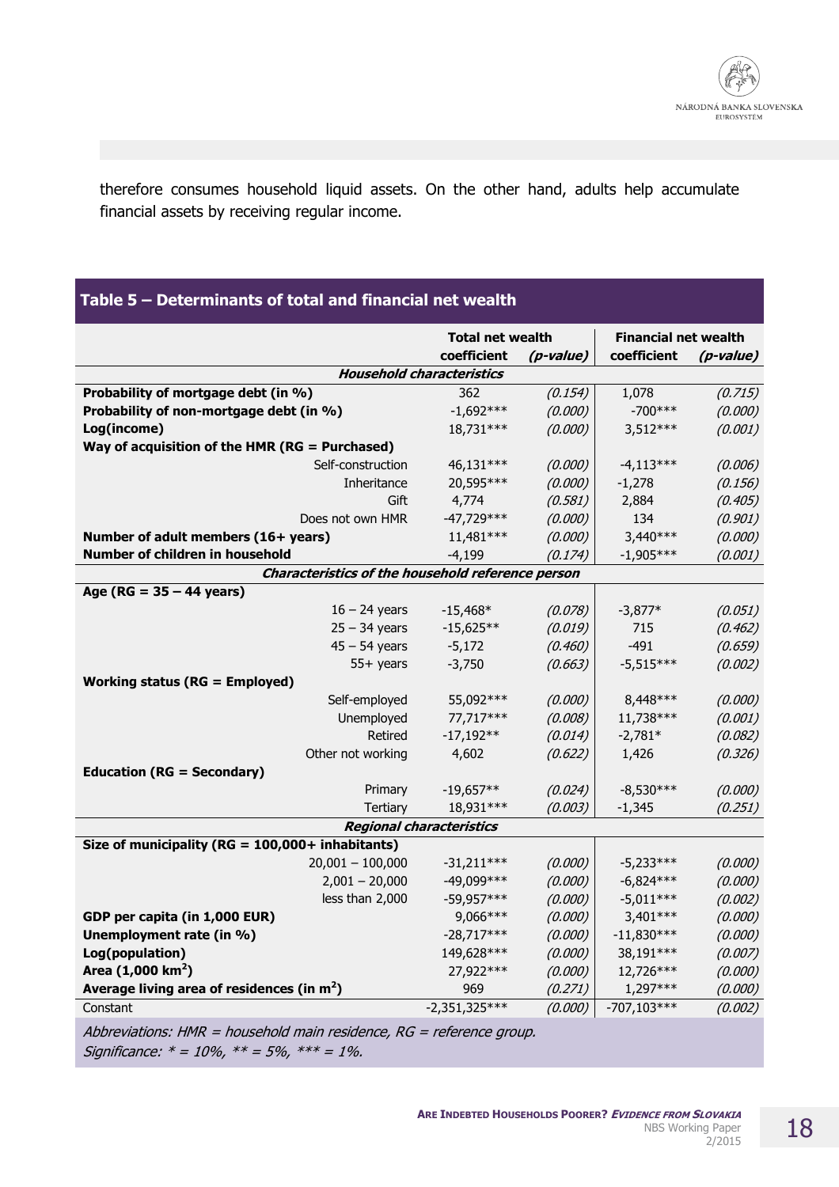therefore consumes household liquid assets. On the other hand, adults help accumulate financial assets by receiving regular income.

**Table 5 – Determinants of total and financial net wealth**

| | Total net wealth | | Financial net wealth | |
|---|---|---|---|---|
| | **coefficient** | ***(p-value)*** | **coefficient** | ***(p-value)*** |
| ***Household characteristics*** | | | | |
| **Probability of mortgage debt (in %)** | 362 | *(0.154)* | 1,078 | *(0.715)* |
| **Probability of non-mortgage debt (in %)** | -1,692*** | *(0.000)* | -700*** | *(0.000)* |
| **Log(income)** | 18,731*** | *(0.000)* | 3,512*** | *(0.001)* |
| **Way of acquisition of the HMR (RG = Purchased)** | | | | |
| Self-construction | 46,131*** | *(0.000)* | -4,113*** | *(0.006)* |
| Inheritance | 20,595*** | *(0.000)* | -1,278 | *(0.156)* |
| Gift | 4,774 | *(0.581)* | 2,884 | *(0.405)* |
| Does not own HMR | -47,729*** | *(0.000)* | 134 | *(0.901)* |
| **Number of adult members (16+ years)** | 11,481*** | *(0.000)* | 3,440*** | *(0.000)* |
| **Number of children in household** | -4,199 | *(0.174)* | -1,905*** | *(0.001)* |
| ***Characteristics of the household reference person*** | | | | |
| **Age (RG = 35 – 44 years)** | | | | |
| 16 – 24 years | -15,468* | *(0.078)* | -3,877* | *(0.051)* |
| 25 – 34 years | -15,625** | *(0.019)* | 715 | *(0.462)* |
| 45 – 54 years | -5,172 | *(0.460)* | -491 | *(0.659)* |
| 55+ years | -3,750 | *(0.663)* | -5,515*** | *(0.002)* |
| **Working status (RG = Employed)** | | | | |
| Self-employed | 55,092*** | *(0.000)* | 8,448*** | *(0.000)* |
| Unemployed | 77,717*** | *(0.008)* | 11,738*** | *(0.001)* |
| Retired | -17,192** | *(0.014)* | -2,781* | *(0.082)* |
| Other not working | 4,602 | *(0.622)* | 1,426 | *(0.326)* |
| **Education (RG = Secondary)** | | | | |
| Primary | -19,657** | *(0.024)* | -8,530*** | *(0.000)* |
| Tertiary | 18,931*** | *(0.003)* | -1,345 | *(0.251)* |
| ***Regional characteristics*** | | | | |
| **Size of municipality (RG = 100,000+ inhabitants)** | | | | |
| 20,001 – 100,000 | -31,211*** | *(0.000)* | -5,233*** | *(0.000)* |
| 2,001 – 20,000 | -49,099*** | *(0.000)* | -6,824*** | *(0.000)* |
| less than 2,000 | -59,957*** | *(0.000)* | -5,011*** | *(0.002)* |
| **GDP per capita (in 1,000 EUR)** | 9,066*** | *(0.000)* | 3,401*** | *(0.000)* |
| **Unemployment rate (in %)** | -28,717*** | *(0.000)* | -11,830*** | *(0.000)* |
| **Log(population)** | 149,628*** | *(0.000)* | 38,191*** | *(0.007)* |
| **Area (1,000 km$^2$)** | 27,922*** | *(0.000)* | 12,726*** | *(0.000)* |
| **Average living area of residences (in m$^2$)** | 969 | *(0.271)* | 1,297*** | *(0.000)* |
| Constant | -2,351,325*** | *(0.000)* | -707,103*** | *(0.002)* |

*Abbreviations: HMR = household main residence, RG = reference group.*
*Significance: * = 10%, ** = 5%, *** = 1%.*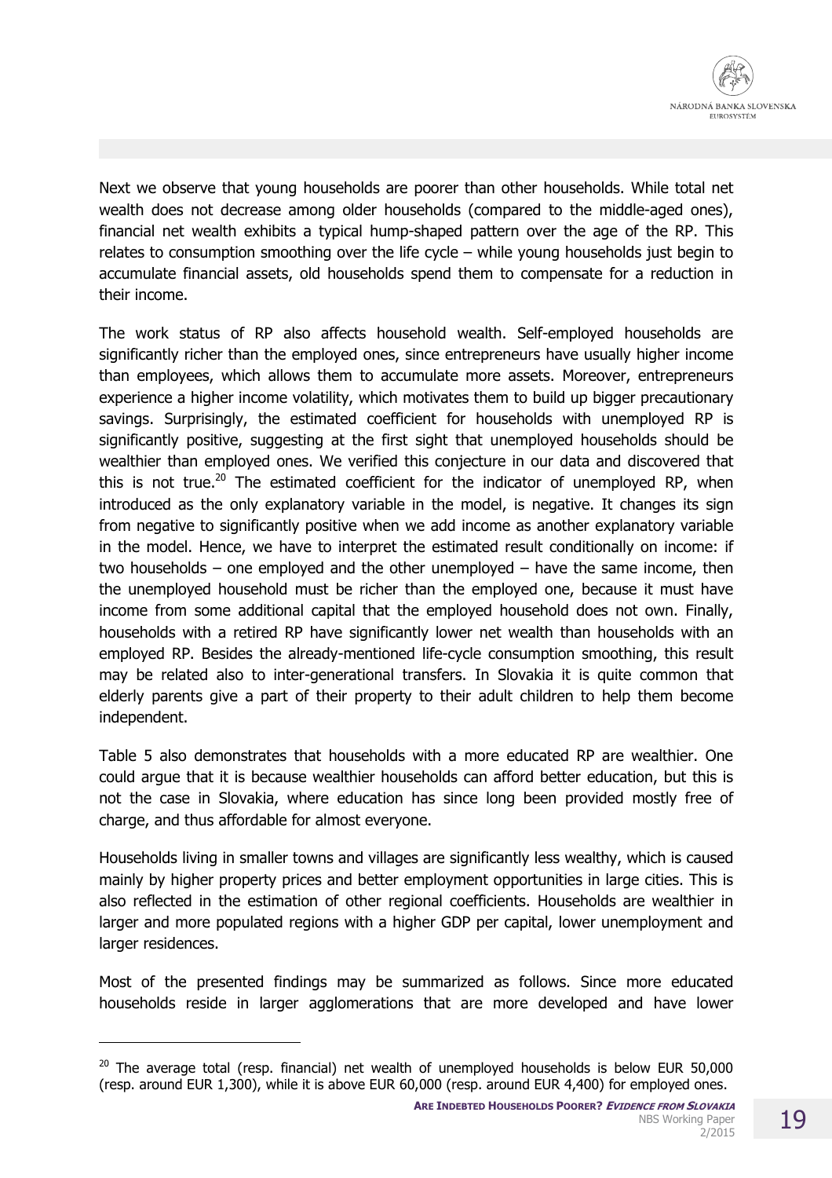Next we observe that young households are poorer than other households. While total net wealth does not decrease among older households (compared to the middle-aged ones), financial net wealth exhibits a typical hump-shaped pattern over the age of the RP. This relates to consumption smoothing over the life cycle – while young households just begin to accumulate financial assets, old households spend them to compensate for a reduction in their income.

The work status of RP also affects household wealth. Self-employed households are significantly richer than the employed ones, since entrepreneurs have usually higher income than employees, which allows them to accumulate more assets. Moreover, entrepreneurs experience a higher income volatility, which motivates them to build up bigger precautionary savings. Surprisingly, the estimated coefficient for households with unemployed RP is significantly positive, suggesting at the first sight that unemployed households should be wealthier than employed ones. We verified this conjecture in our data and discovered that this is not true.[20] The estimated coefficient for the indicator of unemployed RP, when introduced as the only explanatory variable in the model, is negative. It changes its sign from negative to significantly positive when we add income as another explanatory variable in the model. Hence, we have to interpret the estimated result conditionally on income: if two households – one employed and the other unemployed – have the same income, then the unemployed household must be richer than the employed one, because it must have income from some additional capital that the employed household does not own. Finally, households with a retired RP have significantly lower net wealth than households with an employed RP. Besides the already-mentioned life-cycle consumption smoothing, this result may be related also to inter-generational transfers. In Slovakia it is quite common that elderly parents give a part of their property to their adult children to help them become independent.

Table 5 also demonstrates that households with a more educated RP are wealthier. One could argue that it is because wealthier households can afford better education, but this is not the case in Slovakia, where education has since long been provided mostly free of charge, and thus affordable for almost everyone.

Households living in smaller towns and villages are significantly less wealthy, which is caused mainly by higher property prices and better employment opportunities in large cities. This is also reflected in the estimation of other regional coefficients. Households are wealthier in larger and more populated regions with a higher GDP per capital, lower unemployment and larger residences.

Most of the presented findings may be summarized as follows. Since more educated households reside in larger agglomerations that are more developed and have lower

[20] The average total (resp. financial) net wealth of unemployed households is below EUR 50,000 (resp. around EUR 1,300), while it is above EUR 60,000 (resp. around EUR 4,400) for employed ones.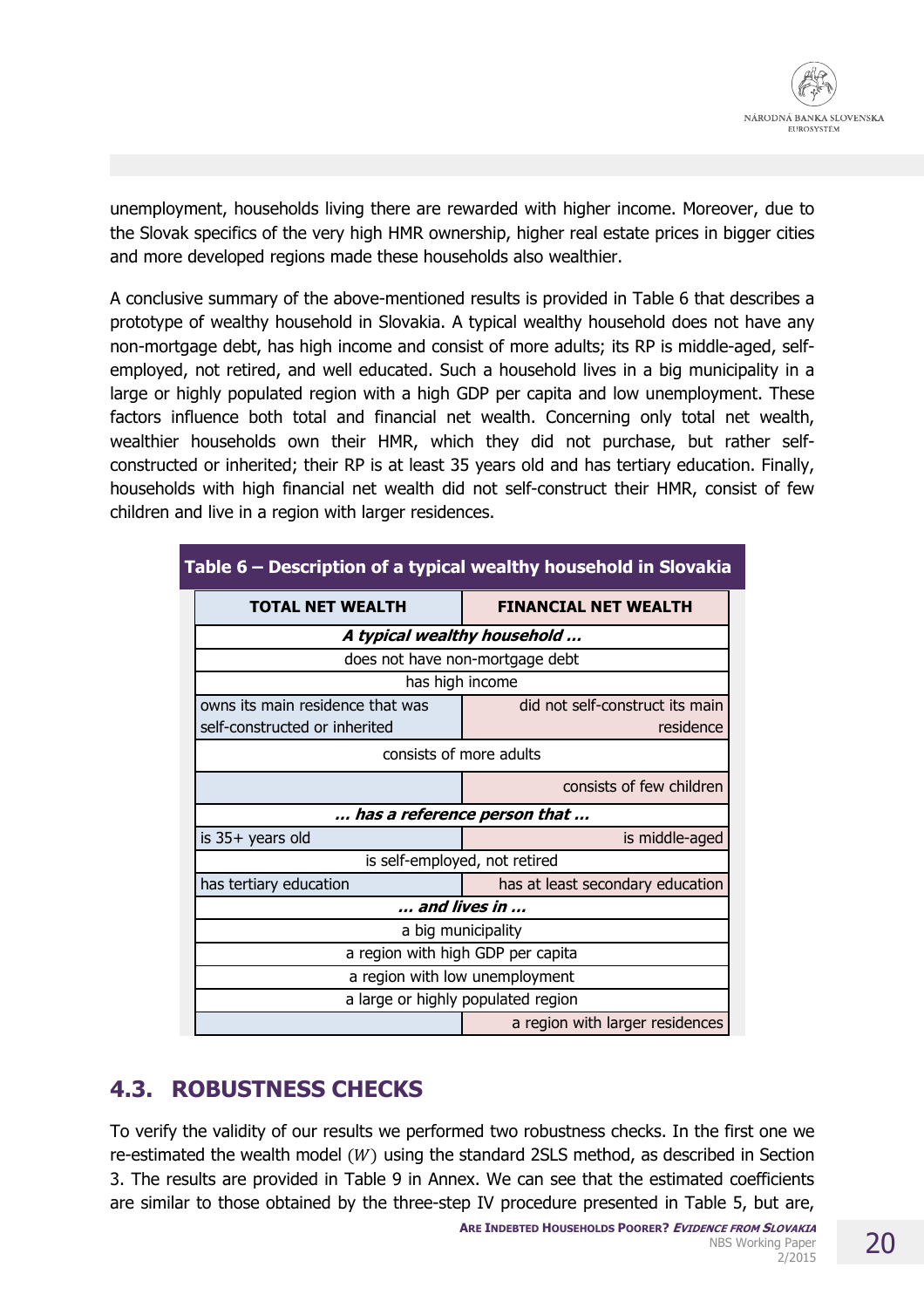unemployment, households living there are rewarded with higher income. Moreover, due to the Slovak specifics of the very high HMR ownership, higher real estate prices in bigger cities and more developed regions made these households also wealthier.

A conclusive summary of the above-mentioned results is provided in Table 6 that describes a prototype of wealthy household in Slovakia. A typical wealthy household does not have any non-mortgage debt, has high income and consist of more adults; its RP is middle-aged, self-employed, not retired, and well educated. Such a household lives in a big municipality in a large or highly populated region with a high GDP per capita and low unemployment. These factors influence both total and financial net wealth. Concerning only total net wealth, wealthier households own their HMR, which they did not purchase, but rather self-constructed or inherited; their RP is at least 35 years old and has tertiary education. Finally, households with high financial net wealth did not self-construct their HMR, consist of few children and live in a region with larger residences.

**Table 6 – Description of a typical wealthy household in Slovakia**

| TOTAL NET WEALTH | FINANCIAL NET WEALTH |
|---|---|
| ***A typical wealthy household …*** | |
| does not have non-mortgage debt | |
| has high income | |
| owns its main residence that was self-constructed or inherited | did not self-construct its main residence |
| consists of more adults | |
| | consists of few children |
| ***… has a reference person that …*** | |
| is 35+ years old | is middle-aged |
| is self-employed, not retired | |
| has tertiary education | has at least secondary education |
| ***… and lives in …*** | |
| a big municipality | |
| a region with high GDP per capita | |
| a region with low unemployment | |
| a large or highly populated region | |
| | a region with larger residences |

## 4.3. ROBUSTNESS CHECKS

To verify the validity of our results we performed two robustness checks. In the first one we re-estimated the wealth model $(W)$ using the standard 2SLS method, as described in Section 3. The results are provided in Table 9 in Annex. We can see that the estimated coefficients are similar to those obtained by the three-step IV procedure presented in Table 5, but are,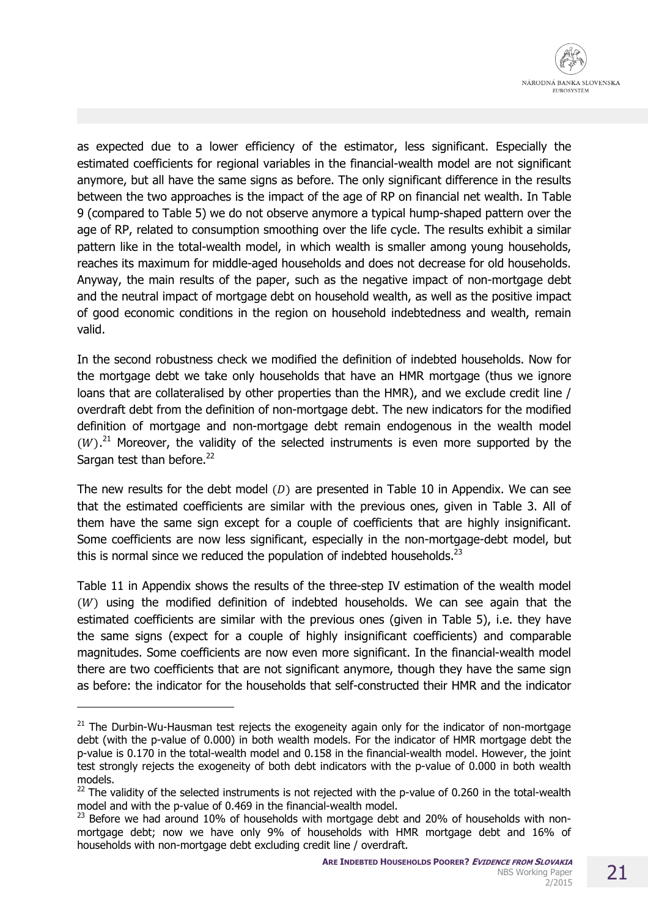as expected due to a lower efficiency of the estimator, less significant. Especially the estimated coefficients for regional variables in the financial-wealth model are not significant anymore, but all have the same signs as before. The only significant difference in the results between the two approaches is the impact of the age of RP on financial net wealth. In Table 9 (compared to Table 5) we do not observe anymore a typical hump-shaped pattern over the age of RP, related to consumption smoothing over the life cycle. The results exhibit a similar pattern like in the total-wealth model, in which wealth is smaller among young households, reaches its maximum for middle-aged households and does not decrease for old households. Anyway, the main results of the paper, such as the negative impact of non-mortgage debt and the neutral impact of mortgage debt on household wealth, as well as the positive impact of good economic conditions in the region on household indebtedness and wealth, remain valid.

In the second robustness check we modified the definition of indebted households. Now for the mortgage debt we take only households that have an HMR mortgage (thus we ignore loans that are collateralised by other properties than the HMR), and we exclude credit line / overdraft debt from the definition of non-mortgage debt. The new indicators for the modified definition of mortgage and non-mortgage debt remain endogenous in the wealth model $(W)$.[21] Moreover, the validity of the selected instruments is even more supported by the Sargan test than before.[22]

The new results for the debt model $(D)$ are presented in Table 10 in Appendix. We can see that the estimated coefficients are similar with the previous ones, given in Table 3. All of them have the same sign except for a couple of coefficients that are highly insignificant. Some coefficients are now less significant, especially in the non-mortgage-debt model, but this is normal since we reduced the population of indebted households.[23]

Table 11 in Appendix shows the results of the three-step IV estimation of the wealth model $(W)$ using the modified definition of indebted households. We can see again that the estimated coefficients are similar with the previous ones (given in Table 5), i.e. they have the same signs (expect for a couple of highly insignificant coefficients) and comparable magnitudes. Some coefficients are now even more significant. In the financial-wealth model there are two coefficients that are not significant anymore, though they have the same sign as before: the indicator for the households that self-constructed their HMR and the indicator

[21] The Durbin-Wu-Hausman test rejects the exogeneity again only for the indicator of non-mortgage debt (with the p-value of 0.000) in both wealth models. For the indicator of HMR mortgage debt the p-value is 0.170 in the total-wealth model and 0.158 in the financial-wealth model. However, the joint test strongly rejects the exogeneity of both debt indicators with the p-value of 0.000 in both wealth models.

[22] The validity of the selected instruments is not rejected with the p-value of 0.260 in the total-wealth model and with the p-value of 0.469 in the financial-wealth model.

[23] Before we had around 10% of households with mortgage debt and 20% of households with non-mortgage debt; now we have only 9% of households with HMR mortgage debt and 16% of households with non-mortgage debt excluding credit line / overdraft.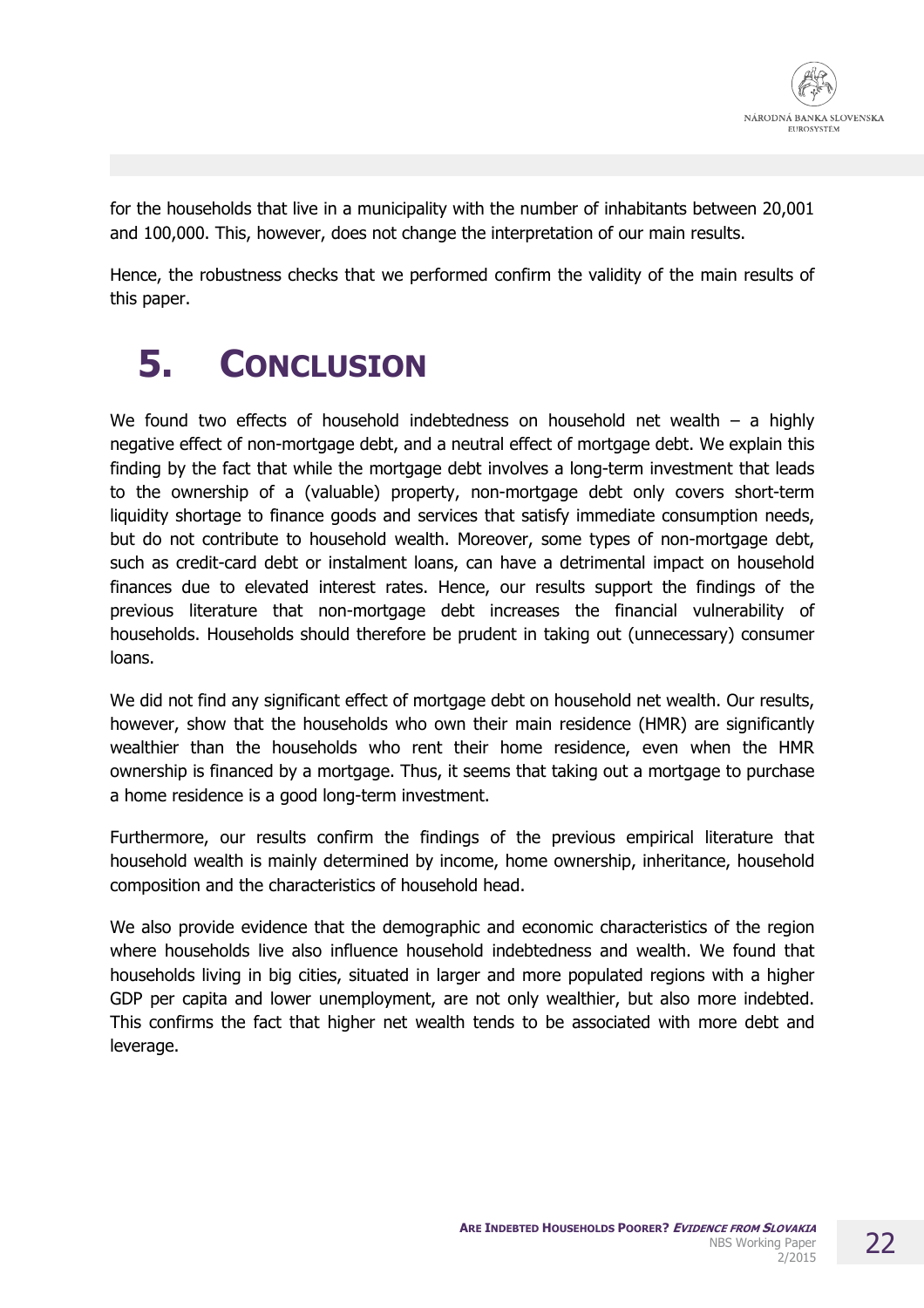for the households that live in a municipality with the number of inhabitants between 20,001 and 100,000. This, however, does not change the interpretation of our main results.

Hence, the robustness checks that we performed confirm the validity of the main results of this paper.

# 5. Conclusion

We found two effects of household indebtedness on household net wealth – a highly negative effect of non-mortgage debt, and a neutral effect of mortgage debt. We explain this finding by the fact that while the mortgage debt involves a long-term investment that leads to the ownership of a (valuable) property, non-mortgage debt only covers short-term liquidity shortage to finance goods and services that satisfy immediate consumption needs, but do not contribute to household wealth. Moreover, some types of non-mortgage debt, such as credit-card debt or instalment loans, can have a detrimental impact on household finances due to elevated interest rates. Hence, our results support the findings of the previous literature that non-mortgage debt increases the financial vulnerability of households. Households should therefore be prudent in taking out (unnecessary) consumer loans.

We did not find any significant effect of mortgage debt on household net wealth. Our results, however, show that the households who own their main residence (HMR) are significantly wealthier than the households who rent their home residence, even when the HMR ownership is financed by a mortgage. Thus, it seems that taking out a mortgage to purchase a home residence is a good long-term investment.

Furthermore, our results confirm the findings of the previous empirical literature that household wealth is mainly determined by income, home ownership, inheritance, household composition and the characteristics of household head.

We also provide evidence that the demographic and economic characteristics of the region where households live also influence household indebtedness and wealth. We found that households living in big cities, situated in larger and more populated regions with a higher GDP per capita and lower unemployment, are not only wealthier, but also more indebted. This confirms the fact that higher net wealth tends to be associated with more debt and leverage.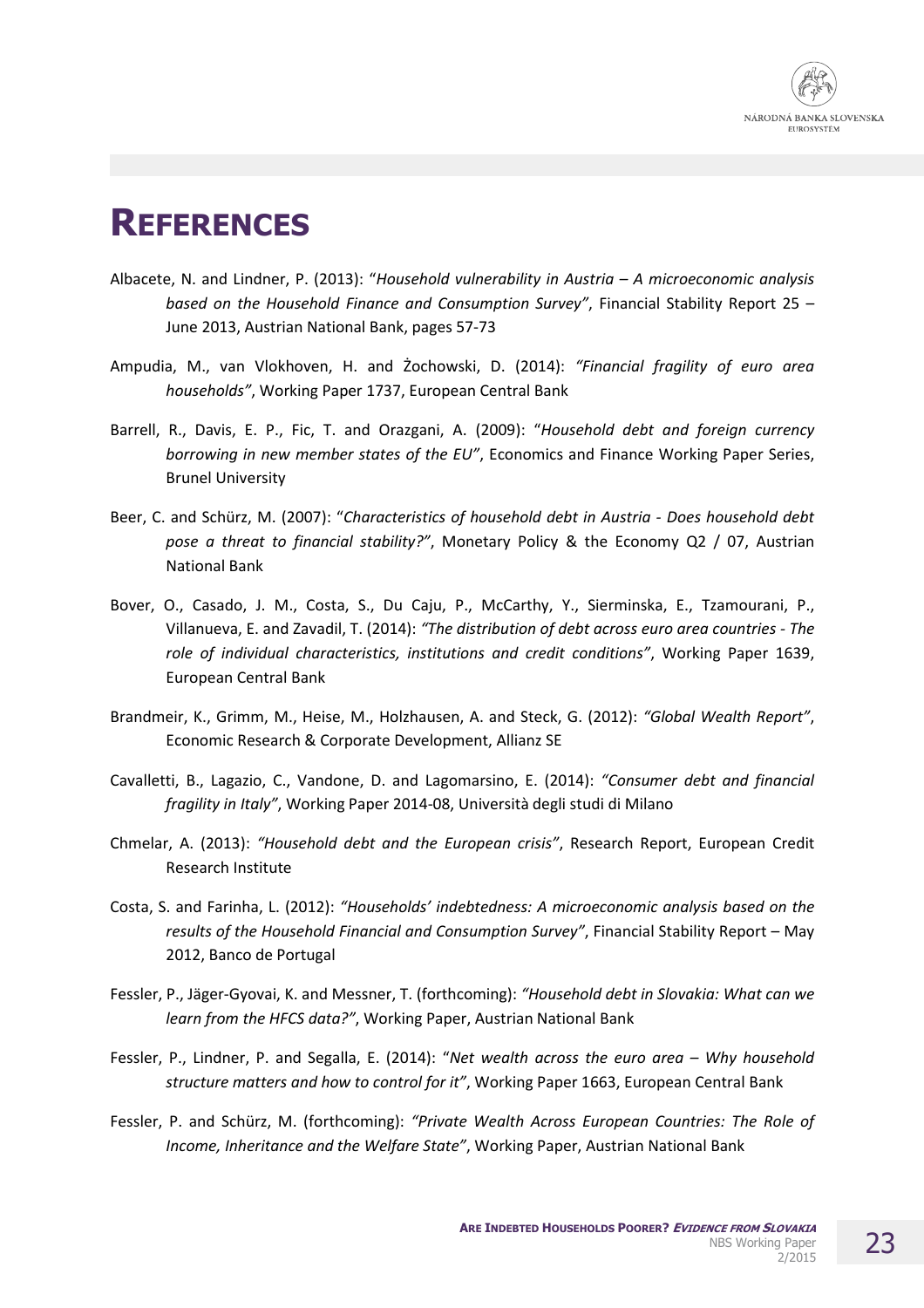# REFERENCES

Albacete, N. and Lindner, P. (2013): "*Household vulnerability in Austria – A microeconomic analysis based on the Household Finance and Consumption Survey"*, Financial Stability Report 25 – June 2013, Austrian National Bank, pages 57-73

Ampudia, M., van Vlokhoven, H. and Żochowski, D. (2014): *"Financial fragility of euro area households"*, Working Paper 1737, European Central Bank

Barrell, R., Davis, E. P., Fic, T. and Orazgani, A. (2009): "*Household debt and foreign currency borrowing in new member states of the EU"*, Economics and Finance Working Paper Series, Brunel University

Beer, C. and Schürz, M. (2007): "*Characteristics of household debt in Austria - Does household debt pose a threat to financial stability?"*, Monetary Policy & the Economy Q2 / 07, Austrian National Bank

Bover, O., Casado, J. M., Costa, S., Du Caju, P., McCarthy, Y., Sierminska, E., Tzamourani, P., Villanueva, E. and Zavadil, T. (2014): *"The distribution of debt across euro area countries - The role of individual characteristics, institutions and credit conditions"*, Working Paper 1639, European Central Bank

Brandmeir, K., Grimm, M., Heise, M., Holzhausen, A. and Steck, G. (2012): *"Global Wealth Report"*, Economic Research & Corporate Development, Allianz SE

Cavalletti, B., Lagazio, C., Vandone, D. and Lagomarsino, E. (2014): *"Consumer debt and financial fragility in Italy"*, Working Paper 2014-08, Università degli studi di Milano

Chmelar, A. (2013): *"Household debt and the European crisis"*, Research Report, European Credit Research Institute

Costa, S. and Farinha, L. (2012): *"Households' indebtedness: A microeconomic analysis based on the results of the Household Financial and Consumption Survey"*, Financial Stability Report – May 2012, Banco de Portugal

Fessler, P., Jäger-Gyovai, K. and Messner, T. (forthcoming): *"Household debt in Slovakia: What can we learn from the HFCS data?"*, Working Paper, Austrian National Bank

Fessler, P., Lindner, P. and Segalla, E. (2014): "*Net wealth across the euro area – Why household structure matters and how to control for it"*, Working Paper 1663, European Central Bank

Fessler, P. and Schürz, M. (forthcoming): *"Private Wealth Across European Countries: The Role of Income, Inheritance and the Welfare State"*, Working Paper, Austrian National Bank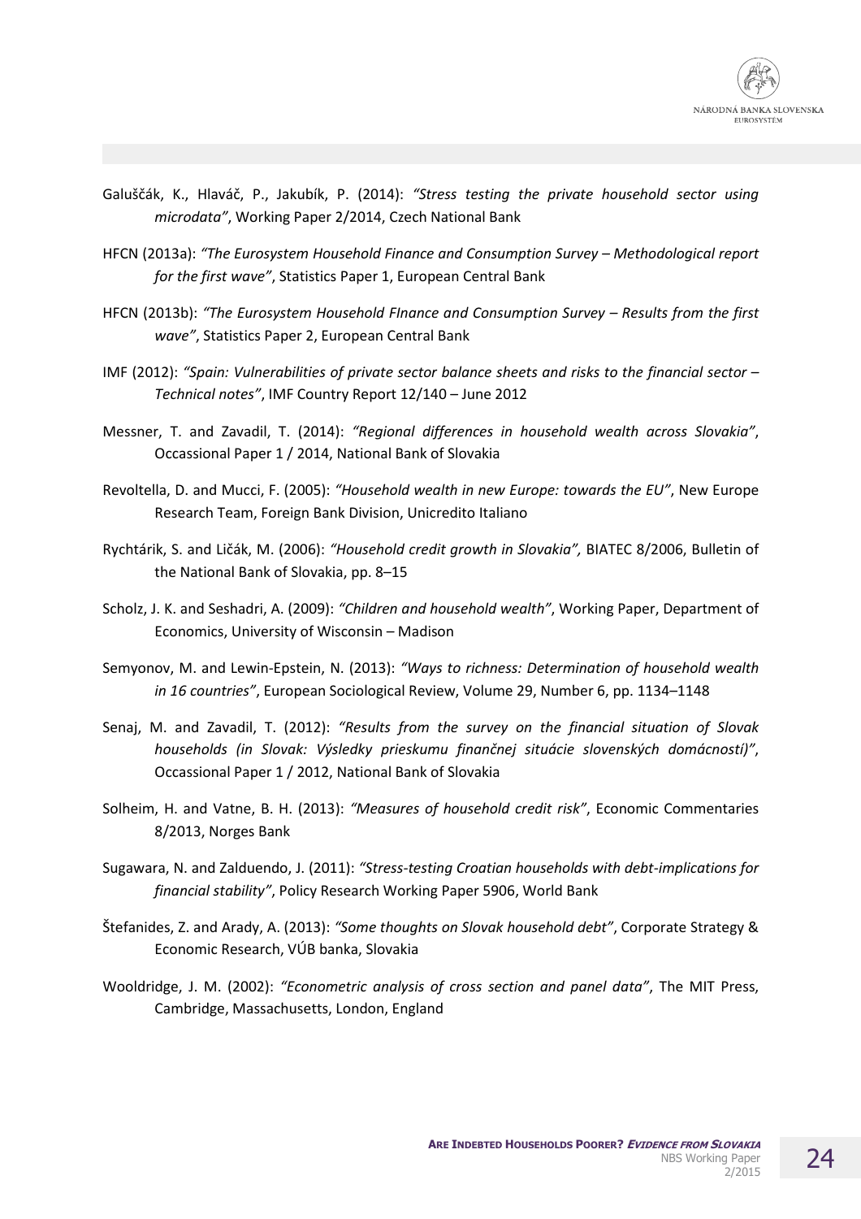Galuščák, K., Hlaváč, P., Jakubík, P. (2014): *"Stress testing the private household sector using microdata"*, Working Paper 2/2014, Czech National Bank

HFCN (2013a): *"The Eurosystem Household Finance and Consumption Survey – Methodological report for the first wave"*, Statistics Paper 1, European Central Bank

HFCN (2013b): *"The Eurosystem Household FInance and Consumption Survey – Results from the first wave"*, Statistics Paper 2, European Central Bank

IMF (2012): *"Spain: Vulnerabilities of private sector balance sheets and risks to the financial sector – Technical notes"*, IMF Country Report 12/140 – June 2012

Messner, T. and Zavadil, T. (2014): *"Regional differences in household wealth across Slovakia"*, Occassional Paper 1 / 2014, National Bank of Slovakia

Revoltella, D. and Mucci, F. (2005): *"Household wealth in new Europe: towards the EU"*, New Europe Research Team, Foreign Bank Division, Unicredito Italiano

Rychtárik, S. and Ličák, M. (2006): *"Household credit growth in Slovakia",* BIATEC 8/2006, Bulletin of the National Bank of Slovakia, pp. 8–15

Scholz, J. K. and Seshadri, A. (2009): *"Children and household wealth"*, Working Paper, Department of Economics, University of Wisconsin – Madison

Semyonov, M. and Lewin-Epstein, N. (2013): *"Ways to richness: Determination of household wealth in 16 countries"*, European Sociological Review, Volume 29, Number 6, pp. 1134–1148

Senaj, M. and Zavadil, T. (2012): *"Results from the survey on the financial situation of Slovak households (in Slovak: Výsledky prieskumu finančnej situácie slovenských domácností)"*, Occassional Paper 1 / 2012, National Bank of Slovakia

Solheim, H. and Vatne, B. H. (2013): *"Measures of household credit risk"*, Economic Commentaries 8/2013, Norges Bank

Sugawara, N. and Zalduendo, J. (2011): *"Stress-testing Croatian households with debt-implications for financial stability"*, Policy Research Working Paper 5906, World Bank

Štefanides, Z. and Arady, A. (2013): *"Some thoughts on Slovak household debt"*, Corporate Strategy & Economic Research, VÚB banka, Slovakia

Wooldridge, J. M. (2002): *"Econometric analysis of cross section and panel data"*, The MIT Press, Cambridge, Massachusetts, London, England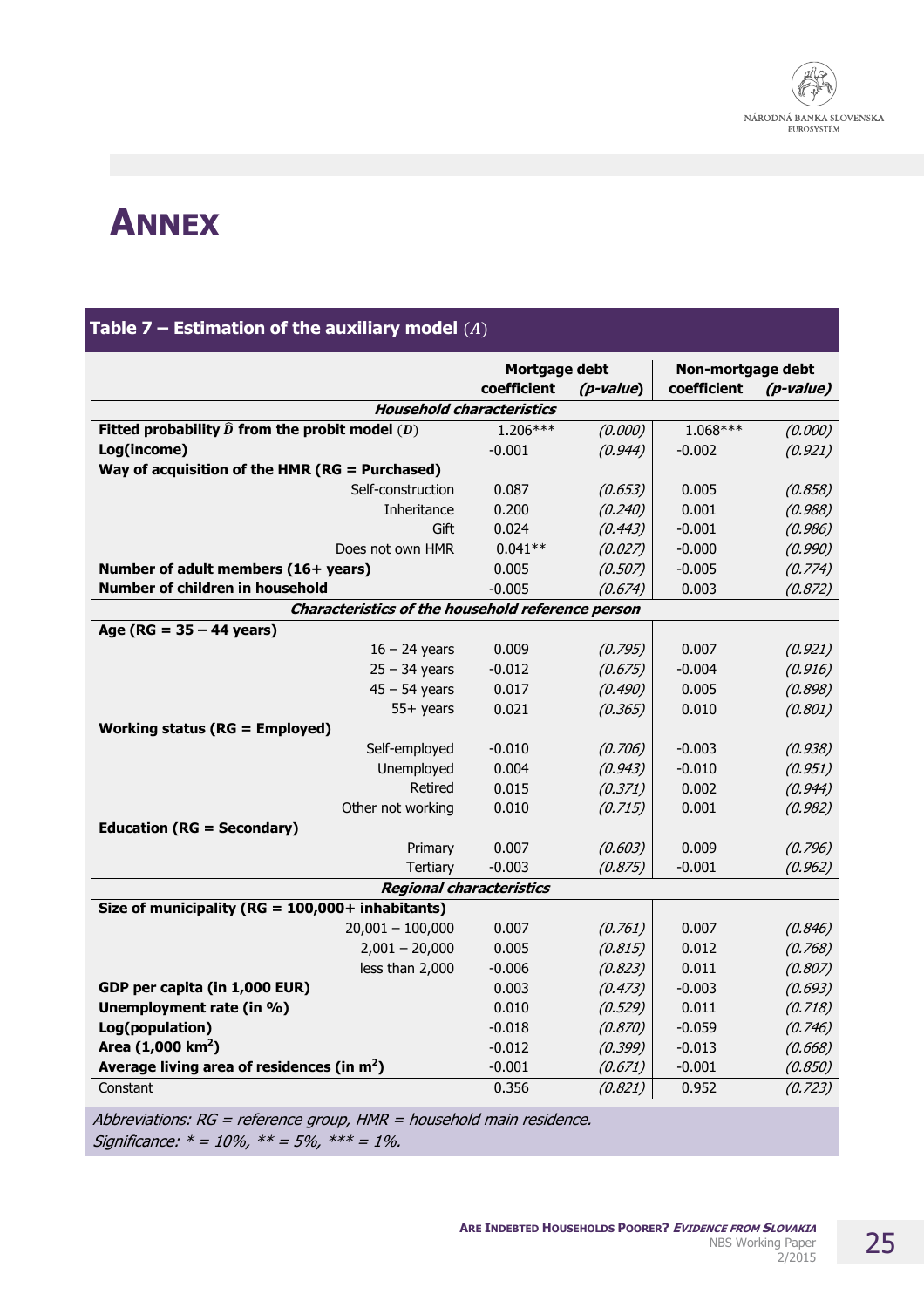# ANNEX

**Table 7 – Estimation of the auxiliary model $(A)$**

| | Mortgage debt | | Non-mortgage debt | |
|---|---|---|---|---|
| | coefficient | *(p-value)* | coefficient | *(p-value)* |
| ***Household characteristics*** | | | | |
| **Fitted probability $\hat{D}$ from the probit model $(D)$** | 1.206*** | *(0.000)* | 1.068*** | *(0.000)* |
| **Log(income)** | -0.001 | *(0.944)* | -0.002 | *(0.921)* |
| **Way of acquisition of the HMR (RG = Purchased)** | | | | |
| Self-construction | 0.087 | *(0.653)* | 0.005 | *(0.858)* |
| Inheritance | 0.200 | *(0.240)* | 0.001 | *(0.988)* |
| Gift | 0.024 | *(0.443)* | -0.001 | *(0.986)* |
| Does not own HMR | 0.041** | *(0.027)* | -0.000 | *(0.990)* |
| **Number of adult members (16+ years)** | 0.005 | *(0.507)* | -0.005 | *(0.774)* |
| **Number of children in household** | -0.005 | *(0.674)* | 0.003 | *(0.872)* |
| ***Characteristics of the household reference person*** | | | | |
| **Age (RG = 35 – 44 years)** | | | | |
| 16 – 24 years | 0.009 | *(0.795)* | 0.007 | *(0.921)* |
| 25 – 34 years | -0.012 | *(0.675)* | -0.004 | *(0.916)* |
| 45 – 54 years | 0.017 | *(0.490)* | 0.005 | *(0.898)* |
| 55+ years | 0.021 | *(0.365)* | 0.010 | *(0.801)* |
| **Working status (RG = Employed)** | | | | |
| Self-employed | -0.010 | *(0.706)* | -0.003 | *(0.938)* |
| Unemployed | 0.004 | *(0.943)* | -0.010 | *(0.951)* |
| Retired | 0.015 | *(0.371)* | 0.002 | *(0.944)* |
| Other not working | 0.010 | *(0.715)* | 0.001 | *(0.982)* |
| **Education (RG = Secondary)** | | | | |
| Primary | 0.007 | *(0.603)* | 0.009 | *(0.796)* |
| Tertiary | -0.003 | *(0.875)* | -0.001 | *(0.962)* |
| ***Regional characteristics*** | | | | |
| **Size of municipality (RG = 100,000+ inhabitants)** | | | | |
| 20,001 – 100,000 | 0.007 | *(0.761)* | 0.007 | *(0.846)* |
| 2,001 – 20,000 | 0.005 | *(0.815)* | 0.012 | *(0.768)* |
| less than 2,000 | -0.006 | *(0.823)* | 0.011 | *(0.807)* |
| **GDP per capita (in 1,000 EUR)** | 0.003 | *(0.473)* | -0.003 | *(0.693)* |
| **Unemployment rate (in %)** | 0.010 | *(0.529)* | 0.011 | *(0.718)* |
| **Log(population)** | -0.018 | *(0.870)* | -0.059 | *(0.746)* |
| **Area (1,000 km$^2$)** | -0.012 | *(0.399)* | -0.013 | *(0.668)* |
| **Average living area of residences (in m$^2$)** | -0.001 | *(0.671)* | -0.001 | *(0.850)* |
| Constant | 0.356 | *(0.821)* | 0.952 | *(0.723)* |

*Abbreviations: RG = reference group, HMR = household main residence.*
*Significance: * = 10%, ** = 5%, *** = 1%.*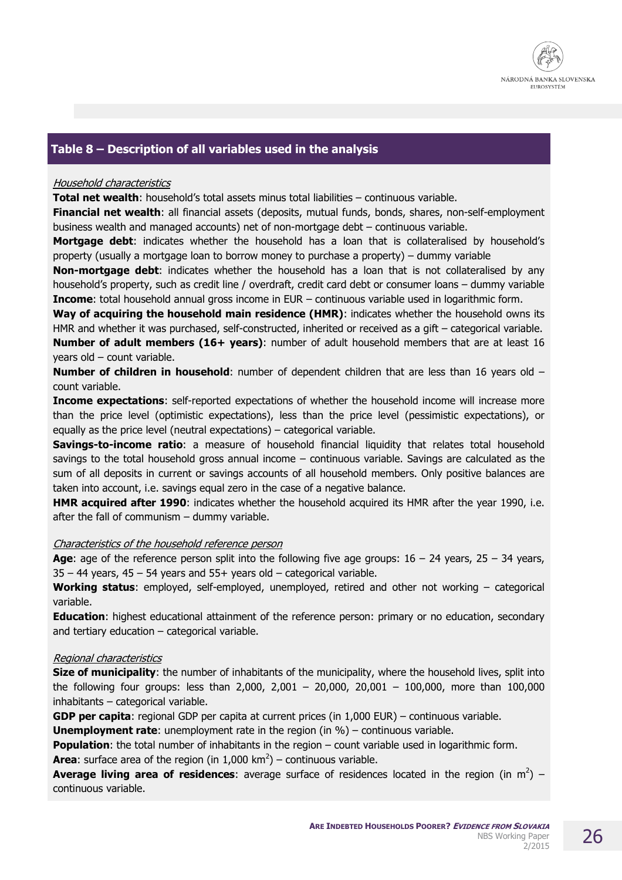## Table 8 – Description of all variables used in the analysis

*Household characteristics*

**Total net wealth**: household's total assets minus total liabilities – continuous variable.

**Financial net wealth**: all financial assets (deposits, mutual funds, bonds, shares, non-self-employment business wealth and managed accounts) net of non-mortgage debt – continuous variable.

**Mortgage debt**: indicates whether the household has a loan that is collateralised by household's property (usually a mortgage loan to borrow money to purchase a property) – dummy variable

**Non-mortgage debt**: indicates whether the household has a loan that is not collateralised by any household's property, such as credit line / overdraft, credit card debt or consumer loans – dummy variable

**Income**: total household annual gross income in EUR – continuous variable used in logarithmic form.

**Way of acquiring the household main residence (HMR)**: indicates whether the household owns its HMR and whether it was purchased, self-constructed, inherited or received as a gift – categorical variable.

**Number of adult members (16+ years)**: number of adult household members that are at least 16 years old – count variable.

**Number of children in household**: number of dependent children that are less than 16 years old – count variable.

**Income expectations**: self-reported expectations of whether the household income will increase more than the price level (optimistic expectations), less than the price level (pessimistic expectations), or equally as the price level (neutral expectations) – categorical variable.

**Savings-to-income ratio**: a measure of household financial liquidity that relates total household savings to the total household gross annual income – continuous variable. Savings are calculated as the sum of all deposits in current or savings accounts of all household members. Only positive balances are taken into account, i.e. savings equal zero in the case of a negative balance.

**HMR acquired after 1990**: indicates whether the household acquired its HMR after the year 1990, i.e. after the fall of communism – dummy variable.

*Characteristics of the household reference person*

**Age**: age of the reference person split into the following five age groups: 16 – 24 years, 25 – 34 years, 35 – 44 years, 45 – 54 years and 55+ years old – categorical variable.

**Working status**: employed, self-employed, unemployed, retired and other not working – categorical variable.

**Education**: highest educational attainment of the reference person: primary or no education, secondary and tertiary education – categorical variable.

*Regional characteristics*

**Size of municipality**: the number of inhabitants of the municipality, where the household lives, split into the following four groups: less than 2,000, 2,001 – 20,000, 20,001 – 100,000, more than 100,000 inhabitants – categorical variable.

**GDP per capita**: regional GDP per capita at current prices (in 1,000 EUR) – continuous variable.

**Unemployment rate**: unemployment rate in the region (in %) – continuous variable.

**Population**: the total number of inhabitants in the region – count variable used in logarithmic form.

**Area**: surface area of the region (in 1,000 km$^2$) – continuous variable.

**Average living area of residences**: average surface of residences located in the region (in m$^2$) – continuous variable.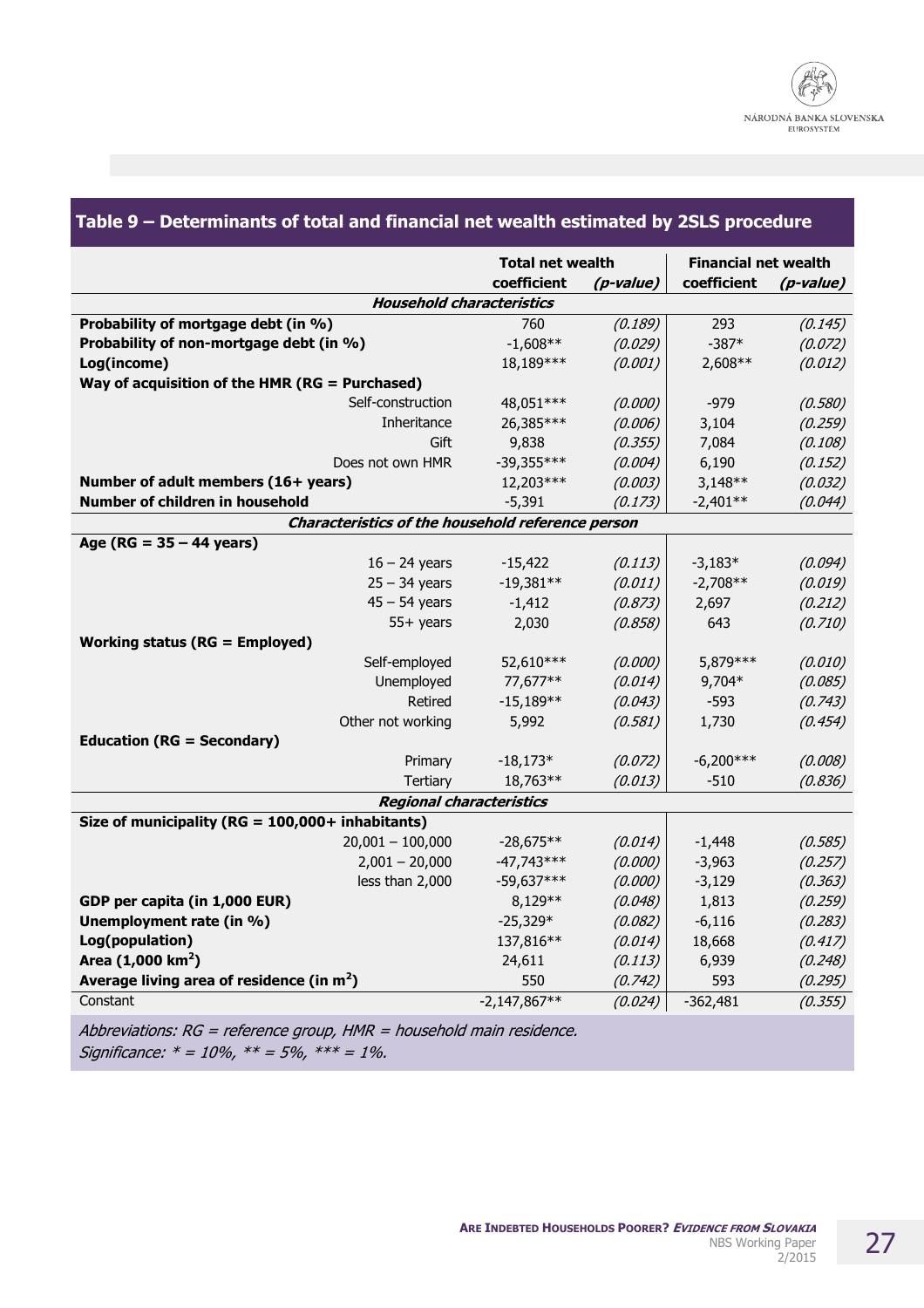## Table 9 – Determinants of total and financial net wealth estimated by 2SLS procedure

| | Total net wealth | | Financial net wealth | |
|---|---|---|---|---|
| | coefficient | *(p-value)* | coefficient | *(p-value)* |
| ***Household characteristics*** | | | | |
| **Probability of mortgage debt (in %)** | 760 | *(0.189)* | 293 | *(0.145)* |
| **Probability of non-mortgage debt (in %)** | -1,608** | *(0.029)* | -387* | *(0.072)* |
| **Log(income)** | 18,189*** | *(0.001)* | 2,608** | *(0.012)* |
| **Way of acquisition of the HMR (RG = Purchased)** | | | | |
| Self-construction | 48,051*** | *(0.000)* | -979 | *(0.580)* |
| Inheritance | 26,385*** | *(0.006)* | 3,104 | *(0.259)* |
| Gift | 9,838 | *(0.355)* | 7,084 | *(0.108)* |
| Does not own HMR | -39,355*** | *(0.004)* | 6,190 | *(0.152)* |
| **Number of adult members (16+ years)** | 12,203*** | *(0.003)* | 3,148** | *(0.032)* |
| **Number of children in household** | -5,391 | *(0.173)* | -2,401** | *(0.044)* |
| ***Characteristics of the household reference person*** | | | | |
| **Age (RG = 35 – 44 years)** | | | | |
| 16 – 24 years | -15,422 | *(0.113)* | -3,183* | *(0.094)* |
| 25 – 34 years | -19,381** | *(0.011)* | -2,708** | *(0.019)* |
| 45 – 54 years | -1,412 | *(0.873)* | 2,697 | *(0.212)* |
| 55+ years | 2,030 | *(0.858)* | 643 | *(0.710)* |
| **Working status (RG = Employed)** | | | | |
| Self-employed | 52,610*** | *(0.000)* | 5,879*** | *(0.010)* |
| Unemployed | 77,677** | *(0.014)* | 9,704* | *(0.085)* |
| Retired | -15,189** | *(0.043)* | -593 | *(0.743)* |
| Other not working | 5,992 | *(0.581)* | 1,730 | *(0.454)* |
| **Education (RG = Secondary)** | | | | |
| Primary | -18,173* | *(0.072)* | -6,200*** | *(0.008)* |
| Tertiary | 18,763** | *(0.013)* | -510 | *(0.836)* |
| ***Regional characteristics*** | | | | |
| **Size of municipality (RG = 100,000+ inhabitants)** | | | | |
| 20,001 – 100,000 | -28,675** | *(0.014)* | -1,448 | *(0.585)* |
| 2,001 – 20,000 | -47,743*** | *(0.000)* | -3,963 | *(0.257)* |
| less than 2,000 | -59,637*** | *(0.000)* | -3,129 | *(0.363)* |
| **GDP per capita (in 1,000 EUR)** | 8,129** | *(0.048)* | 1,813 | *(0.259)* |
| **Unemployment rate (in %)** | -25,329* | *(0.082)* | -6,116 | *(0.283)* |
| **Log(population)** | 137,816** | *(0.014)* | 18,668 | *(0.417)* |
| **Area (1,000 km$^2$)** | 24,611 | *(0.113)* | 6,939 | *(0.248)* |
| **Average living area of residence (in m$^2$)** | 550 | *(0.742)* | 593 | *(0.295)* |
| Constant | -2,147,867** | *(0.024)* | -362,481 | *(0.355)* |

*Abbreviations: RG = reference group, HMR = household main residence.*
*Significance: * = 10%, ** = 5%, *** = 1%.*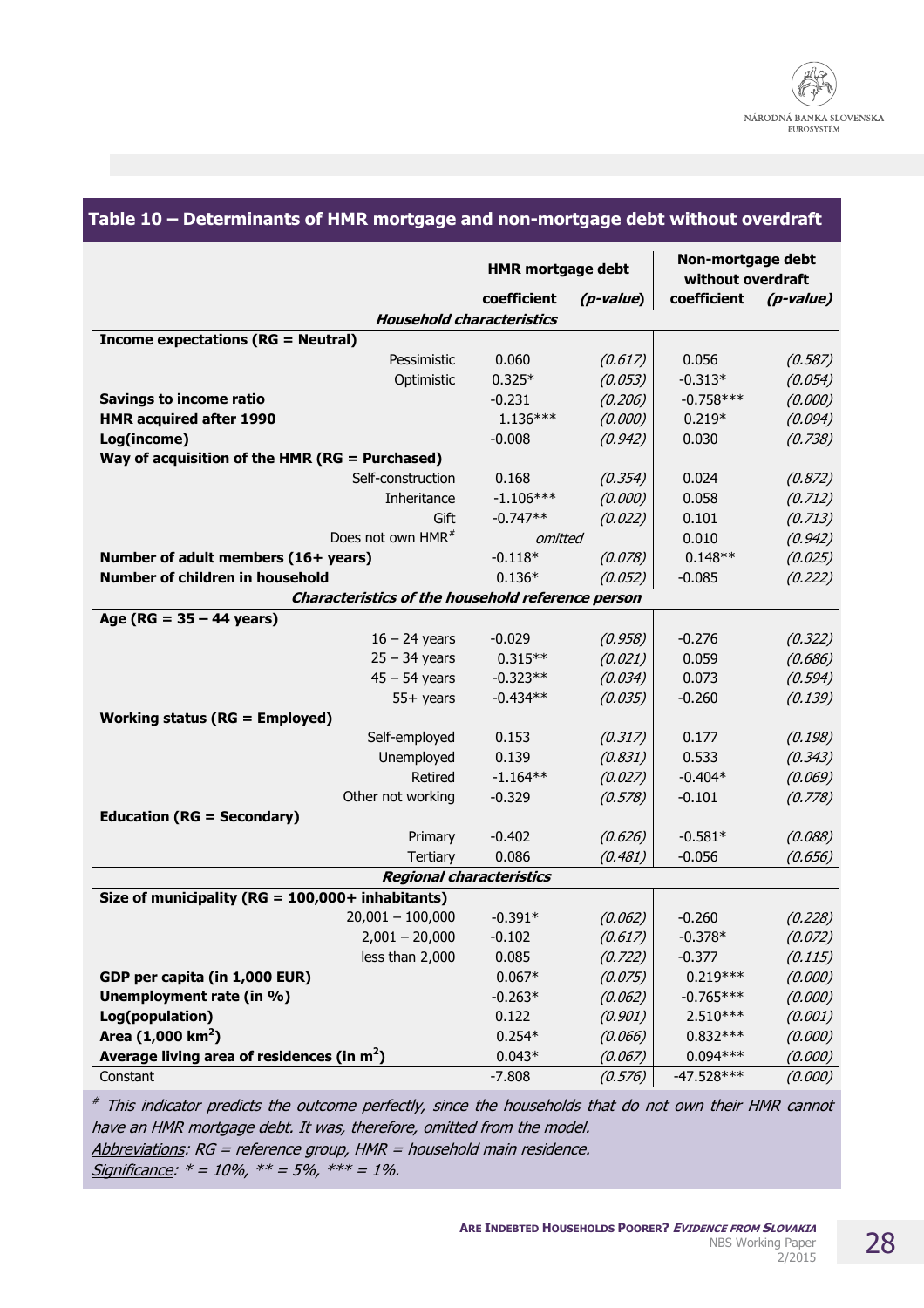## Table 10 – Determinants of HMR mortgage and non-mortgage debt without overdraft

| | HMR mortgage debt | | Non-mortgage debt without overdraft | |
|---|---|---|---|---|
| | coefficient | *(p-value)* | coefficient | *(p-value)* |
| ***Household characteristics*** | | | | |
| **Income expectations (RG = Neutral)** | | | | |
| Pessimistic | 0.060 | *(0.617)* | 0.056 | *(0.587)* |
| Optimistic | 0.325* | *(0.053)* | -0.313* | *(0.054)* |
| **Savings to income ratio** | -0.231 | *(0.206)* | -0.758*** | *(0.000)* |
| **HMR acquired after 1990** | 1.136*** | *(0.000)* | 0.219* | *(0.094)* |
| **Log(income)** | -0.008 | *(0.942)* | 0.030 | *(0.738)* |
| **Way of acquisition of the HMR (RG = Purchased)** | | | | |
| Self-construction | 0.168 | *(0.354)* | 0.024 | *(0.872)* |
| Inheritance | -1.106*** | *(0.000)* | 0.058 | *(0.712)* |
| Gift | -0.747** | *(0.022)* | 0.101 | *(0.713)* |
| Does not own HMR# | *omitted* | | 0.010 | *(0.942)* |
| **Number of adult members (16+ years)** | -0.118* | *(0.078)* | 0.148** | *(0.025)* |
| **Number of children in household** | 0.136* | *(0.052)* | -0.085 | *(0.222)* |
| ***Characteristics of the household reference person*** | | | | |
| **Age (RG = 35 – 44 years)** | | | | |
| 16 – 24 years | -0.029 | *(0.958)* | -0.276 | *(0.322)* |
| 25 – 34 years | 0.315** | *(0.021)* | 0.059 | *(0.686)* |
| 45 – 54 years | -0.323** | *(0.034)* | 0.073 | *(0.594)* |
| 55+ years | -0.434** | *(0.035)* | -0.260 | *(0.139)* |
| **Working status (RG = Employed)** | | | | |
| Self-employed | 0.153 | *(0.317)* | 0.177 | *(0.198)* |
| Unemployed | 0.139 | *(0.831)* | 0.533 | *(0.343)* |
| Retired | -1.164** | *(0.027)* | -0.404* | *(0.069)* |
| Other not working | -0.329 | *(0.578)* | -0.101 | *(0.778)* |
| **Education (RG = Secondary)** | | | | |
| Primary | -0.402 | *(0.626)* | -0.581* | *(0.088)* |
| Tertiary | 0.086 | *(0.481)* | -0.056 | *(0.656)* |
| ***Regional characteristics*** | | | | |
| **Size of municipality (RG = 100,000+ inhabitants)** | | | | |
| 20,001 – 100,000 | -0.391* | *(0.062)* | -0.260 | *(0.228)* |
| 2,001 – 20,000 | -0.102 | *(0.617)* | -0.378* | *(0.072)* |
| less than 2,000 | 0.085 | *(0.722)* | -0.377 | *(0.115)* |
| **GDP per capita (in 1,000 EUR)** | 0.067* | *(0.075)* | 0.219*** | *(0.000)* |
| **Unemployment rate (in %)** | -0.263* | *(0.062)* | -0.765*** | *(0.000)* |
| **Log(population)** | 0.122 | *(0.901)* | 2.510*** | *(0.001)* |
| **Area (1,000 km$^2$)** | 0.254* | *(0.066)* | 0.832*** | *(0.000)* |
| **Average living area of residences (in m$^2$)** | 0.043* | *(0.067)* | 0.094*** | *(0.000)* |
| Constant | -7.808 | *(0.576)* | -47.528*** | *(0.000)* |

*# This indicator predicts the outcome perfectly, since the households that do not own their HMR cannot have an HMR mortgage debt. It was, therefore, omitted from the model.*
*Abbreviations: RG = reference group, HMR = household main residence.*
*Significance: * = 10%, ** = 5%, *** = 1%.*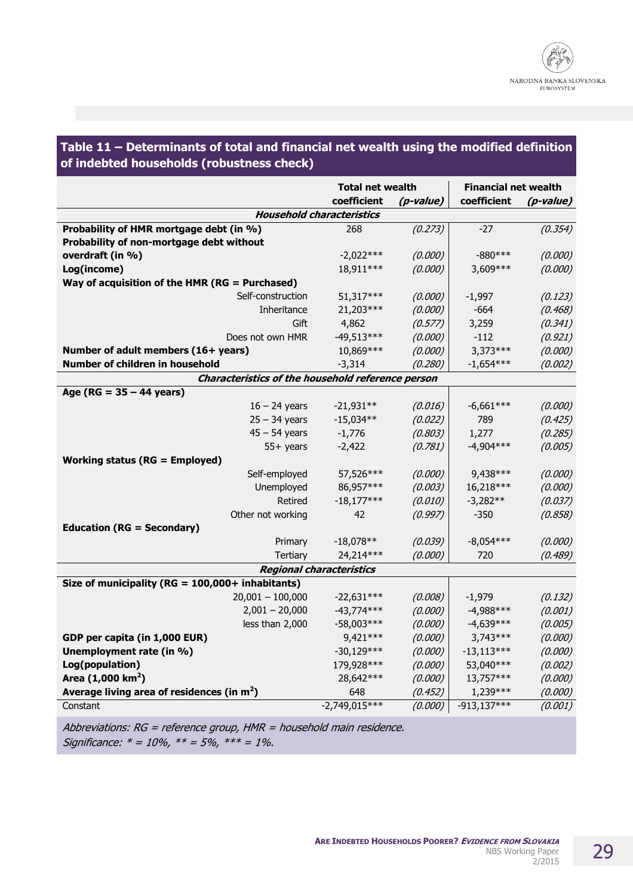## Table 11 – Determinants of total and financial net wealth using the modified definition of indebted households (robustness check)

| | Total net wealth | | Financial net wealth | |
|---|---|---|---|---|
| | coefficient | *(p-value)* | coefficient | *(p-value)* |
| ***Household characteristics*** | | | | |
| **Probability of HMR mortgage debt (in %)** | 268 | *(0.273)* | -27 | *(0.354)* |
| **Probability of non-mortgage debt without overdraft (in %)** | -2,022*** | *(0.000)* | -880*** | *(0.000)* |
| **Log(income)** | 18,911*** | *(0.000)* | 3,609*** | *(0.000)* |
| **Way of acquisition of the HMR (RG = Purchased)** | | | | |
| Self-construction | 51,317*** | *(0.000)* | -1,997 | *(0.123)* |
| Inheritance | 21,203*** | *(0.000)* | -664 | *(0.468)* |
| Gift | 4,862 | *(0.577)* | 3,259 | *(0.341)* |
| Does not own HMR | -49,513*** | *(0.000)* | -112 | *(0.921)* |
| **Number of adult members (16+ years)** | 10,869*** | *(0.000)* | 3,373*** | *(0.000)* |
| **Number of children in household** | -3,314 | *(0.280)* | -1,654*** | *(0.002)* |
| ***Characteristics of the household reference person*** | | | | |
| **Age (RG = 35 – 44 years)** | | | | |
| 16 – 24 years | -21,931** | *(0.016)* | -6,661*** | *(0.000)* |
| 25 – 34 years | -15,034** | *(0.022)* | 789 | *(0.425)* |
| 45 – 54 years | -1,776 | *(0.803)* | 1,277 | *(0.285)* |
| 55+ years | -2,422 | *(0.781)* | -4,904*** | *(0.005)* |
| **Working status (RG = Employed)** | | | | |
| Self-employed | 57,526*** | *(0.000)* | 9,438*** | *(0.000)* |
| Unemployed | 86,957*** | *(0.003)* | 16,218*** | *(0.000)* |
| Retired | -18,177*** | *(0.010)* | -3,282** | *(0.037)* |
| Other not working | 42 | *(0.997)* | -350 | *(0.858)* |
| **Education (RG = Secondary)** | | | | |
| Primary | -18,078** | *(0.039)* | -8,054*** | *(0.000)* |
| Tertiary | 24,214*** | *(0.000)* | 720 | *(0.489)* |
| ***Regional characteristics*** | | | | |
| **Size of municipality (RG = 100,000+ inhabitants)** | | | | |
| 20,001 – 100,000 | -22,631*** | *(0.008)* | -1,979 | *(0.132)* |
| 2,001 – 20,000 | -43,774*** | *(0.000)* | -4,988*** | *(0.001)* |
| less than 2,000 | -58,003*** | *(0.000)* | -4,639*** | *(0.005)* |
| **GDP per capita (in 1,000 EUR)** | 9,421*** | *(0.000)* | 3,743*** | *(0.000)* |
| **Unemployment rate (in %)** | -30,129*** | *(0.000)* | -13,113*** | *(0.000)* |
| **Log(population)** | 179,928*** | *(0.000)* | 53,040*** | *(0.002)* |
| **Area (1,000 km$^2$)** | 28,642*** | *(0.000)* | 13,757*** | *(0.000)* |
| **Average living area of residences (in m$^2$)** | 648 | *(0.452)* | 1,239*** | *(0.000)* |
| Constant | -2,749,015*** | *(0.000)* | -913,137*** | *(0.001)* |

*Abbreviations: RG = reference group, HMR = household main residence.*
*Significance: * = 10%, ** = 5%, *** = 1%.*